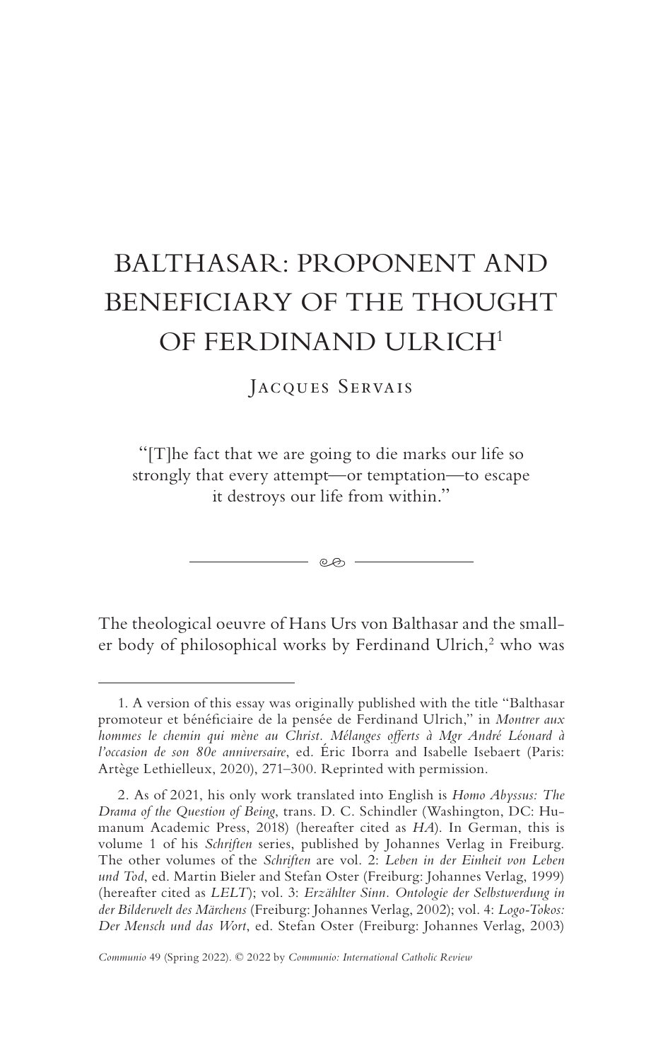# BALTHASAR: PROPONENT AND BENEFICIARY OF THE THOUGHT OF FERDINAND ULRICH[1]

Jacques Servais

> "[T]he fact that we are going to die marks our life so strongly that every attempt—or temptation—to escape it destroys our life from within."

The theological oeuvre of Hans Urs von Balthasar and the smaller body of philosophical works by Ferdinand Ulrich,[2] who was

---

1. A version of this essay was originally published with the title "Balthasar promoteur et bénéficiaire de la pensée de Ferdinand Ulrich," in *Montrer aux hommes le chemin qui mène au Christ. Mélanges offerts à Mgr André Léonard à l'occasion de son 80e anniversaire*, ed. Éric Iborra and Isabelle Isebaert (Paris: Artège Lethielleux, 2020), 271–300. Reprinted with permission.

2. As of 2021, his only work translated into English is *Homo Abyssus: The Drama of the Question of Being*, trans. D. C. Schindler (Washington, DC: Humanum Academic Press, 2018) (hereafter cited as *HA*). In German, this is volume 1 of his *Schriften* series, published by Johannes Verlag in Freiburg. The other volumes of the *Schriften* are vol. 2: *Leben in der Einheit von Leben und Tod*, ed. Martin Bieler and Stefan Oster (Freiburg: Johannes Verlag, 1999) (hereafter cited as *LELT*); vol. 3: *Erzählter Sinn. Ontologie der Selbstwerdung in der Bilderwelt des Märchens* (Freiburg: Johannes Verlag, 2002); vol. 4: *Logo-Tokos: Der Mensch und das Wort*, ed. Stefan Oster (Freiburg: Johannes Verlag, 2003)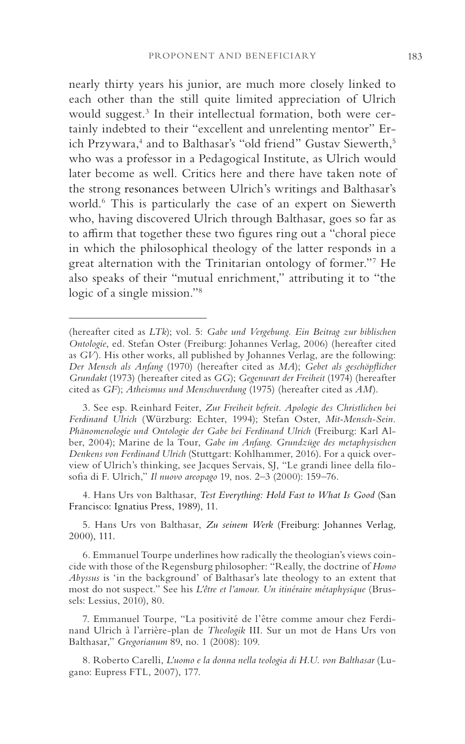nearly thirty years his junior, are much more closely linked to each other than the still quite limited appreciation of Ulrich would suggest.[3] In their intellectual formation, both were certainly indebted to their "excellent and unrelenting mentor" Erich Przywara,[4] and to Balthasar's "old friend" Gustav Siewerth,[5] who was a professor in a Pedagogical Institute, as Ulrich would later become as well. Critics here and there have taken note of the strong resonances between Ulrich's writings and Balthasar's world.[6] This is particularly the case of an expert on Siewerth who, having discovered Ulrich through Balthasar, goes so far as to affirm that together these two figures ring out a "choral piece in which the philosophical theology of the latter responds in a great alternation with the Trinitarian ontology of former."[7] He also speaks of their "mutual enrichment," attributing it to "the logic of a single mission."[8]

---

(hereafter cited as *LTk*); vol. 5: *Gabe und Vergebung. Ein Beitrag zur biblischen Ontologie*, ed. Stefan Oster (Freiburg: Johannes Verlag, 2006) (hereafter cited as *GV*). His other works, all published by Johannes Verlag, are the following: *Der Mensch als Anfang* (1970) (hereafter cited as *MA*); *Gebet als geschöpflicher Grundakt* (1973) (hereafter cited as *GG*); *Gegenwart der Freiheit* (1974) (hereafter cited as *GF*); *Atheismus und Menschwerdung* (1975) (hereafter cited as *AM*).

3. See esp. Reinhard Feiter, *Zur Freiheit befreit. Apologie des Christlichen bei Ferdinand Ulrich* (Würzburg: Echter, 1994); Stefan Oster, *Mit-Mensch-Sein. Phänomenologie und Ontologie der Gabe bei Ferdinand Ulrich* (Freiburg: Karl Alber, 2004); Marine de la Tour, *Gabe im Anfang. Grundzüge des metaphysischen Denkens von Ferdinand Ulrich* (Stuttgart: Kohlhammer, 2016). For a quick overview of Ulrich's thinking, see Jacques Servais, SJ, "Le grandi linee della filosofia di F. Ulrich," *Il nuovo areopago* 19, nos. 2–3 (2000): 159–76.

4. Hans Urs von Balthasar, *Test Everything: Hold Fast to What Is Good* (San Francisco: Ignatius Press, 1989), 11.

5. Hans Urs von Balthasar, *Zu seinem Werk* (Freiburg: Johannes Verlag, 2000), 111.

6. Emmanuel Tourpe underlines how radically the theologian's views coincide with those of the Regensburg philosopher: "Really, the doctrine of *Homo Abyssus* is 'in the background' of Balthasar's late theology to an extent that most do not suspect." See his *L'être et l'amour. Un itinéraire métaphysique* (Brussels: Lessius, 2010), 80.

7. Emmanuel Tourpe, "La positivité de l'être comme amour chez Ferdinand Ulrich à l'arrière-plan de *Theologik* III. Sur un mot de Hans Urs von Balthasar," *Gregorianum* 89, no. 1 (2008): 109.

8. Roberto Carelli, *L'uomo e la donna nella teologia di H.U. von Balthasar* (Lugano: Eupress FTL, 2007), 177.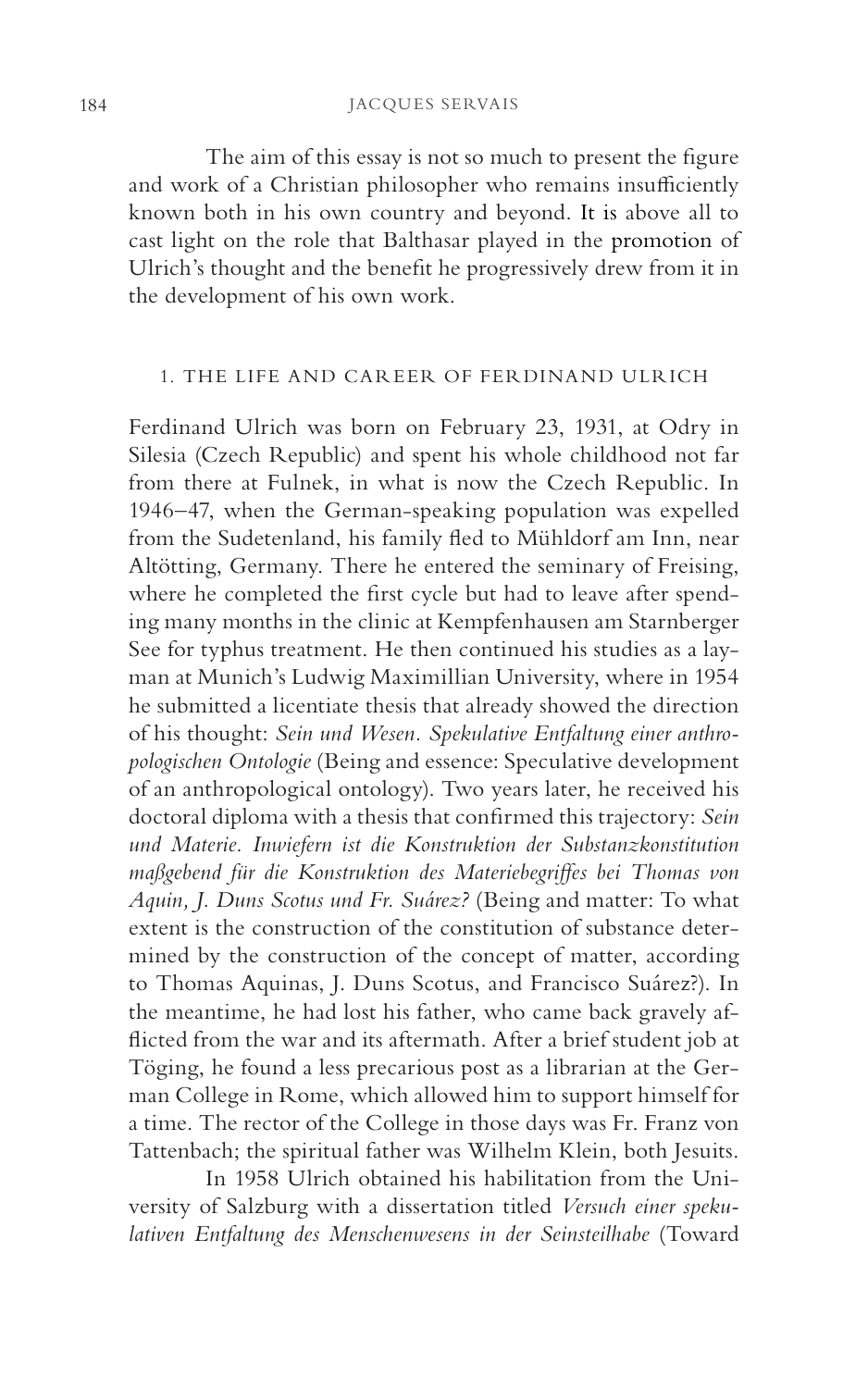The aim of this essay is not so much to present the figure and work of a Christian philosopher who remains insufficiently known both in his own country and beyond. It is above all to cast light on the role that Balthasar played in the promotion of Ulrich's thought and the benefit he progressively drew from it in the development of his own work.

## 1. THE LIFE AND CAREER OF FERDINAND ULRICH

Ferdinand Ulrich was born on February 23, 1931, at Odry in Silesia (Czech Republic) and spent his whole childhood not far from there at Fulnek, in what is now the Czech Republic. In 1946–47, when the German-speaking population was expelled from the Sudetenland, his family fled to Mühldorf am Inn, near Altötting, Germany. There he entered the seminary of Freising, where he completed the first cycle but had to leave after spending many months in the clinic at Kempfenhausen am Starnberger See for typhus treatment. He then continued his studies as a layman at Munich's Ludwig Maximillian University, where in 1954 he submitted a licentiate thesis that already showed the direction of his thought: *Sein und Wesen. Spekulative Entfaltung einer anthropologischen Ontologie* (Being and essence: Speculative development of an anthropological ontology). Two years later, he received his doctoral diploma with a thesis that confirmed this trajectory: *Sein und Materie. Inwiefern ist die Konstruktion der Substanzkonstitution maßgebend für die Konstruktion des Materiebegriffes bei Thomas von Aquin, J. Duns Scotus und Fr. Suárez?* (Being and matter: To what extent is the construction of the constitution of substance determined by the construction of the concept of matter, according to Thomas Aquinas, J. Duns Scotus, and Francisco Suárez?). In the meantime, he had lost his father, who came back gravely afflicted from the war and its aftermath. After a brief student job at Töging, he found a less precarious post as a librarian at the German College in Rome, which allowed him to support himself for a time. The rector of the College in those days was Fr. Franz von Tattenbach; the spiritual father was Wilhelm Klein, both Jesuits.

In 1958 Ulrich obtained his habilitation from the University of Salzburg with a dissertation titled *Versuch einer spekulativen Entfaltung des Menschenwesens in der Seinsteilhabe* (Toward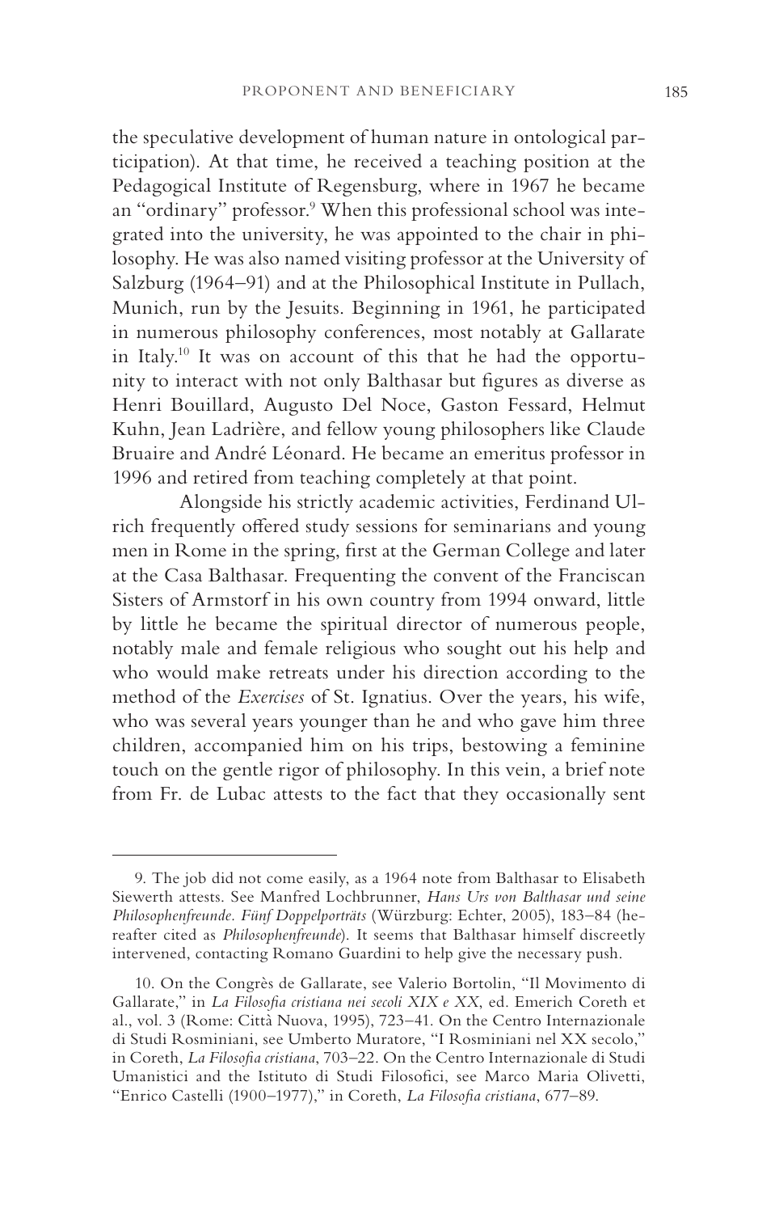the speculative development of human nature in ontological participation). At that time, he received a teaching position at the Pedagogical Institute of Regensburg, where in 1967 he became an "ordinary" professor.[9] When this professional school was integrated into the university, he was appointed to the chair in philosophy. He was also named visiting professor at the University of Salzburg (1964–91) and at the Philosophical Institute in Pullach, Munich, run by the Jesuits. Beginning in 1961, he participated in numerous philosophy conferences, most notably at Gallarate in Italy.[10] It was on account of this that he had the opportunity to interact with not only Balthasar but figures as diverse as Henri Bouillard, Augusto Del Noce, Gaston Fessard, Helmut Kuhn, Jean Ladrière, and fellow young philosophers like Claude Bruaire and André Léonard. He became an emeritus professor in 1996 and retired from teaching completely at that point.

Alongside his strictly academic activities, Ferdinand Ulrich frequently offered study sessions for seminarians and young men in Rome in the spring, first at the German College and later at the Casa Balthasar. Frequenting the convent of the Franciscan Sisters of Armstorf in his own country from 1994 onward, little by little he became the spiritual director of numerous people, notably male and female religious who sought out his help and who would make retreats under his direction according to the method of the *Exercises* of St. Ignatius. Over the years, his wife, who was several years younger than he and who gave him three children, accompanied him on his trips, bestowing a feminine touch on the gentle rigor of philosophy. In this vein, a brief note from Fr. de Lubac attests to the fact that they occasionally sent

---

9. The job did not come easily, as a 1964 note from Balthasar to Elisabeth Siewerth attests. See Manfred Lochbrunner, *Hans Urs von Balthasar und seine Philosophenfreunde. Fünf Doppelporträts* (Würzburg: Echter, 2005), 183–84 (hereafter cited as *Philosophenfreunde*). It seems that Balthasar himself discreetly intervened, contacting Romano Guardini to help give the necessary push.

10. On the Congrès de Gallarate, see Valerio Bortolin, "Il Movimento di Gallarate," in *La Filosofia cristiana nei secoli XIX e XX*, ed. Emerich Coreth et al., vol. 3 (Rome: Città Nuova, 1995), 723–41. On the Centro Internazionale di Studi Rosminiani, see Umberto Muratore, "I Rosminiani nel XX secolo," in Coreth, *La Filosofia cristiana*, 703–22. On the Centro Internazionale di Studi Umanistici and the Istituto di Studi Filosofici, see Marco Maria Olivetti, "Enrico Castelli (1900–1977)," in Coreth, *La Filosofia cristiana*, 677–89.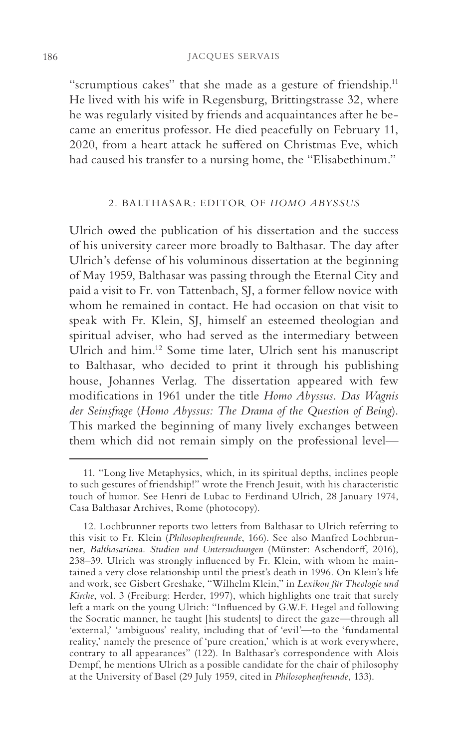"scrumptious cakes" that she made as a gesture of friendship.[11] He lived with his wife in Regensburg, Brittingstrasse 32, where he was regularly visited by friends and acquaintances after he became an emeritus professor. He died peacefully on February 11, 2020, from a heart attack he suffered on Christmas Eve, which had caused his transfer to a nursing home, the "Elisabethinum."

## 2. BALTHASAR: EDITOR OF *HOMO ABYSSUS*

Ulrich owed the publication of his dissertation and the success of his university career more broadly to Balthasar. The day after Ulrich's defense of his voluminous dissertation at the beginning of May 1959, Balthasar was passing through the Eternal City and paid a visit to Fr. von Tattenbach, SJ, a former fellow novice with whom he remained in contact. He had occasion on that visit to speak with Fr. Klein, SJ, himself an esteemed theologian and spiritual adviser, who had served as the intermediary between Ulrich and him.[12] Some time later, Ulrich sent his manuscript to Balthasar, who decided to print it through his publishing house, Johannes Verlag. The dissertation appeared with few modifications in 1961 under the title *Homo Abyssus. Das Wagnis der Seinsfrage* (*Homo Abyssus: The Drama of the Question of Being*). This marked the beginning of many lively exchanges between them which did not remain simply on the professional level—

---

11. "Long live Metaphysics, which, in its spiritual depths, inclines people to such gestures of friendship!" wrote the French Jesuit, with his characteristic touch of humor. See Henri de Lubac to Ferdinand Ulrich, 28 January 1974, Casa Balthasar Archives, Rome (photocopy).

12. Lochbrunner reports two letters from Balthasar to Ulrich referring to this visit to Fr. Klein (*Philosophenfreunde*, 166). See also Manfred Lochbrunner, *Balthasariana. Studien und Untersuchungen* (Münster: Aschendorff, 2016), 238–39. Ulrich was strongly influenced by Fr. Klein, with whom he maintained a very close relationship until the priest's death in 1996. On Klein's life and work, see Gisbert Greshake, "Wilhelm Klein," in *Lexikon für Theologie und Kirche*, vol. 3 (Freiburg: Herder, 1997), which highlights one trait that surely left a mark on the young Ulrich: "Influenced by G.W.F. Hegel and following the Socratic manner, he taught [his students] to direct the gaze—through all 'external,' 'ambiguous' reality, including that of 'evil'—to the 'fundamental reality,' namely the presence of 'pure creation,' which is at work everywhere, contrary to all appearances" (122). In Balthasar's correspondence with Alois Dempf, he mentions Ulrich as a possible candidate for the chair of philosophy at the University of Basel (29 July 1959, cited in *Philosophenfreunde*, 133).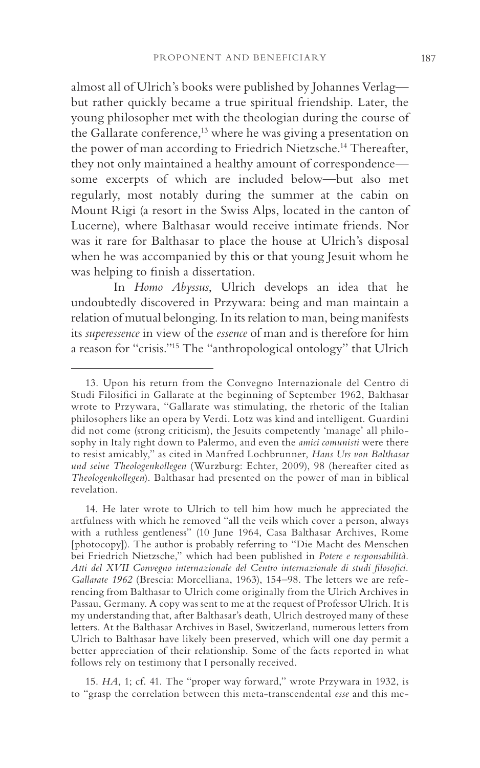almost all of Ulrich's books were published by Johannes Verlag—but rather quickly became a true spiritual friendship. Later, the young philosopher met with the theologian during the course of the Gallarate conference,[13] where he was giving a presentation on the power of man according to Friedrich Nietzsche.[14] Thereafter, they not only maintained a healthy amount of correspondence—some excerpts of which are included below—but also met regularly, most notably during the summer at the cabin on Mount Rigi (a resort in the Swiss Alps, located in the canton of Lucerne), where Balthasar would receive intimate friends. Nor was it rare for Balthasar to place the house at Ulrich's disposal when he was accompanied by this or that young Jesuit whom he was helping to finish a dissertation.

In *Homo Abyssus*, Ulrich develops an idea that he undoubtedly discovered in Przywara: being and man maintain a relation of mutual belonging. In its relation to man, being manifests its *superessence* in view of the *essence* of man and is therefore for him a reason for "crisis."[15] The "anthropological ontology" that Ulrich

---

13. Upon his return from the Convegno Internazionale del Centro di Studi Filosifici in Gallarate at the beginning of September 1962, Balthasar wrote to Przywara, "Gallarate was stimulating, the rhetoric of the Italian philosophers like an opera by Verdi. Lotz was kind and intelligent. Guardini did not come (strong criticism), the Jesuits competently 'manage' all philosophy in Italy right down to Palermo, and even the *amici comunisti* were there to resist amicably," as cited in Manfred Lochbrunner, *Hans Urs von Balthasar und seine Theologenkollegen* (Wurzburg: Echter, 2009), 98 (hereafter cited as *Theologenkollegen*). Balthasar had presented on the power of man in biblical revelation.

14. He later wrote to Ulrich to tell him how much he appreciated the artfulness with which he removed "all the veils which cover a person, always with a ruthless gentleness" (10 June 1964, Casa Balthasar Archives, Rome [photocopy]). The author is probably referring to "Die Macht des Menschen bei Friedrich Nietzsche," which had been published in *Potere e responsabilità. Atti del XVII Convegno internazionale del Centro internazionale di studi filosofici. Gallarate 1962* (Brescia: Morcelliana, 1963), 154–98. The letters we are referencing from Balthasar to Ulrich come originally from the Ulrich Archives in Passau, Germany. A copy was sent to me at the request of Professor Ulrich. It is my understanding that, after Balthasar's death, Ulrich destroyed many of these letters. At the Balthasar Archives in Basel, Switzerland, numerous letters from Ulrich to Balthasar have likely been preserved, which will one day permit a better appreciation of their relationship. Some of the facts reported in what follows rely on testimony that I personally received.

15. *HA*, 1; cf. 41. The "proper way forward," wrote Przywara in 1932, is to "grasp the correlation between this meta-transcendental *esse* and this me-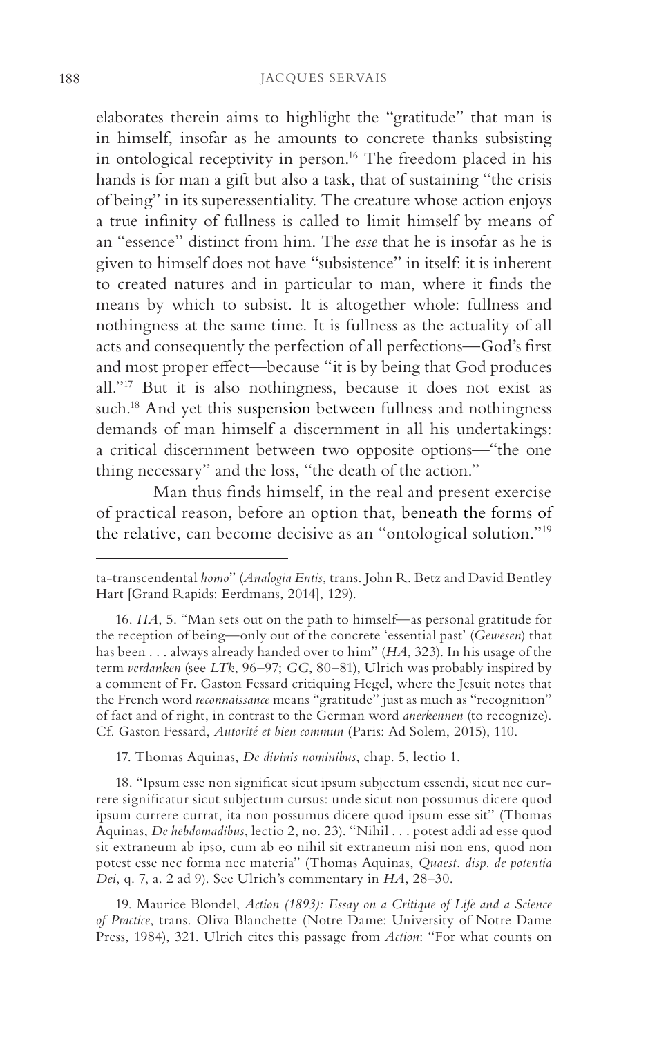elaborates therein aims to highlight the "gratitude" that man is in himself, insofar as he amounts to concrete thanks subsisting in ontological receptivity in person.[16] The freedom placed in his hands is for man a gift but also a task, that of sustaining "the crisis of being" in its superessentiality. The creature whose action enjoys a true infinity of fullness is called to limit himself by means of an "essence" distinct from him. The *esse* that he is insofar as he is given to himself does not have "subsistence" in itself: it is inherent to created natures and in particular to man, where it finds the means by which to subsist. It is altogether whole: fullness and nothingness at the same time. It is fullness as the actuality of all acts and consequently the perfection of all perfections—God's first and most proper effect—because "it is by being that God produces all."[17] But it is also nothingness, because it does not exist as such.[18] And yet this suspension between fullness and nothingness demands of man himself a discernment in all his undertakings: a critical discernment between two opposite options—"the one thing necessary" and the loss, "the death of the action."

Man thus finds himself, in the real and present exercise of practical reason, before an option that, beneath the forms of the relative, can become decisive as an "ontological solution."[19]

---

ta-transcendental *homo*" (*Analogia Entis*, trans. John R. Betz and David Bentley Hart [Grand Rapids: Eerdmans, 2014], 129).

16. *HA*, 5. "Man sets out on the path to himself—as personal gratitude for the reception of being—only out of the concrete 'essential past' (*Gewesen*) that has been . . . always already handed over to him" (*HA*, 323). In his usage of the term *verdanken* (see *LTk*, 96–97; *GG*, 80–81), Ulrich was probably inspired by a comment of Fr. Gaston Fessard critiquing Hegel, where the Jesuit notes that the French word *reconnaissance* means "gratitude" just as much as "recognition" of fact and of right, in contrast to the German word *anerkennen* (to recognize). Cf. Gaston Fessard, *Autorité et bien commun* (Paris: Ad Solem, 2015), 110.

17. Thomas Aquinas, *De divinis nominibus*, chap. 5, lectio 1.

18. "Ipsum esse non significat sicut ipsum subjectum essendi, sicut nec currere significatur sicut subjectum cursus: unde sicut non possumus dicere quod ipsum currere currat, ita non possumus dicere quod ipsum esse sit" (Thomas Aquinas, *De hebdomadibus*, lectio 2, no. 23). "Nihil . . . potest addi ad esse quod sit extraneum ab ipso, cum ab eo nihil sit extraneum nisi non ens, quod non potest esse nec forma nec materia" (Thomas Aquinas, *Quaest. disp. de potentia Dei*, q. 7, a. 2 ad 9). See Ulrich's commentary in *HA*, 28–30.

19. Maurice Blondel, *Action (1893): Essay on a Critique of Life and a Science of Practice*, trans. Oliva Blanchette (Notre Dame: University of Notre Dame Press, 1984), 321. Ulrich cites this passage from *Action*: "For what counts on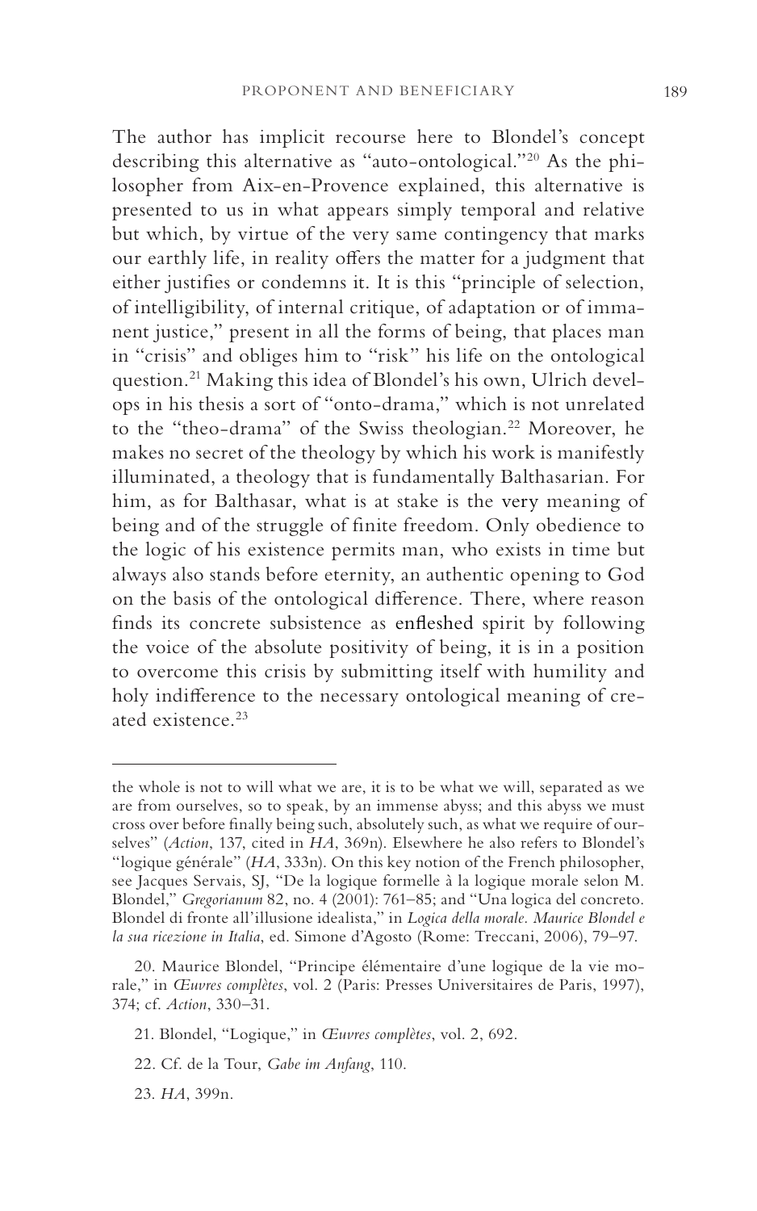The author has implicit recourse here to Blondel's concept describing this alternative as "auto-ontological."[20] As the philosopher from Aix-en-Provence explained, this alternative is presented to us in what appears simply temporal and relative but which, by virtue of the very same contingency that marks our earthly life, in reality offers the matter for a judgment that either justifies or condemns it. It is this "principle of selection, of intelligibility, of internal critique, of adaptation or of immanent justice," present in all the forms of being, that places man in "crisis" and obliges him to "risk" his life on the ontological question.[21] Making this idea of Blondel's his own, Ulrich develops in his thesis a sort of "onto-drama," which is not unrelated to the "theo-drama" of the Swiss theologian.[22] Moreover, he makes no secret of the theology by which his work is manifestly illuminated, a theology that is fundamentally Balthasarian. For him, as for Balthasar, what is at stake is the very meaning of being and of the struggle of finite freedom. Only obedience to the logic of his existence permits man, who exists in time but always also stands before eternity, an authentic opening to God on the basis of the ontological difference. There, where reason finds its concrete subsistence as enfleshed spirit by following the voice of the absolute positivity of being, it is in a position to overcome this crisis by submitting itself with humility and holy indifference to the necessary ontological meaning of created existence.[23]

---

the whole is not to will what we are, it is to be what we will, separated as we are from ourselves, so to speak, by an immense abyss; and this abyss we must cross over before finally being such, absolutely such, as what we require of ourselves" (*Action*, 137, cited in *HA*, 369n). Elsewhere he also refers to Blondel's "logique générale" (*HA*, 333n). On this key notion of the French philosopher, see Jacques Servais, SJ, "De la logique formelle à la logique morale selon M. Blondel," *Gregorianum* 82, no. 4 (2001): 761–85; and "Una logica del concreto. Blondel di fronte all'illusione idealista," in *Logica della morale. Maurice Blondel e la sua ricezione in Italia*, ed. Simone d'Agosto (Rome: Treccani, 2006), 79–97.

20. Maurice Blondel, "Principe élémentaire d'une logique de la vie morale," in *Œuvres complètes*, vol. 2 (Paris: Presses Universitaires de Paris, 1997), 374; cf. *Action*, 330–31.

21. Blondel, "Logique," in *Œuvres complètes*, vol. 2, 692.

22. Cf. de la Tour, *Gabe im Anfang*, 110.

23. *HA*, 399n.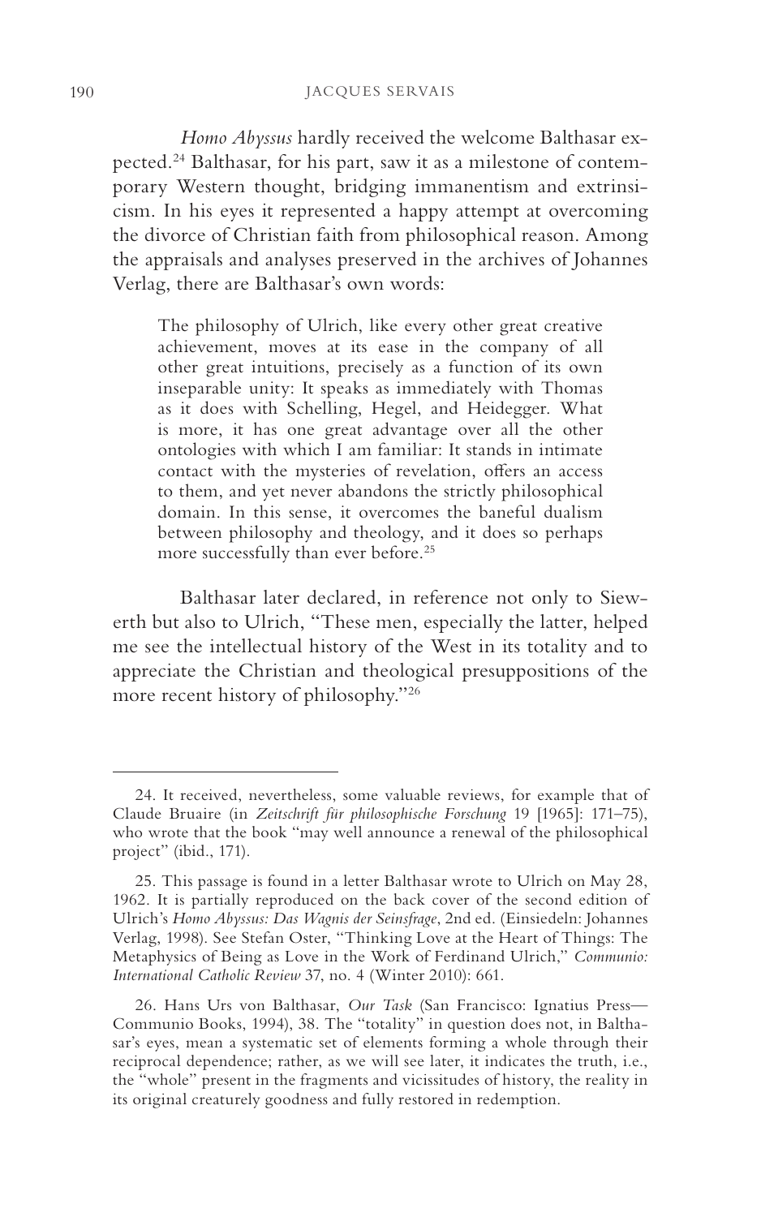*Homo Abyssus* hardly received the welcome Balthasar expected.[24] Balthasar, for his part, saw it as a milestone of contemporary Western thought, bridging immanentism and extrinsicism. In his eyes it represented a happy attempt at overcoming the divorce of Christian faith from philosophical reason. Among the appraisals and analyses preserved in the archives of Johannes Verlag, there are Balthasar's own words:

> The philosophy of Ulrich, like every other great creative achievement, moves at its ease in the company of all other great intuitions, precisely as a function of its own inseparable unity: It speaks as immediately with Thomas as it does with Schelling, Hegel, and Heidegger. What is more, it has one great advantage over all the other ontologies with which I am familiar: It stands in intimate contact with the mysteries of revelation, offers an access to them, and yet never abandons the strictly philosophical domain. In this sense, it overcomes the baneful dualism between philosophy and theology, and it does so perhaps more successfully than ever before.[25]

Balthasar later declared, in reference not only to Siewerth but also to Ulrich, "These men, especially the latter, helped me see the intellectual history of the West in its totality and to appreciate the Christian and theological presuppositions of the more recent history of philosophy."[26]

---

24. It received, nevertheless, some valuable reviews, for example that of Claude Bruaire (in *Zeitschrift für philosophische Forschung* 19 [1965]: 171–75), who wrote that the book "may well announce a renewal of the philosophical project" (ibid., 171).

25. This passage is found in a letter Balthasar wrote to Ulrich on May 28, 1962. It is partially reproduced on the back cover of the second edition of Ulrich's *Homo Abyssus: Das Wagnis der Seinsfrage*, 2nd ed. (Einsiedeln: Johannes Verlag, 1998). See Stefan Oster, "Thinking Love at the Heart of Things: The Metaphysics of Being as Love in the Work of Ferdinand Ulrich," *Communio: International Catholic Review* 37, no. 4 (Winter 2010): 661.

26. Hans Urs von Balthasar, *Our Task* (San Francisco: Ignatius Press—Communio Books, 1994), 38. The "totality" in question does not, in Balthasar's eyes, mean a systematic set of elements forming a whole through their reciprocal dependence; rather, as we will see later, it indicates the truth, i.e., the "whole" present in the fragments and vicissitudes of history, the reality in its original creaturely goodness and fully restored in redemption.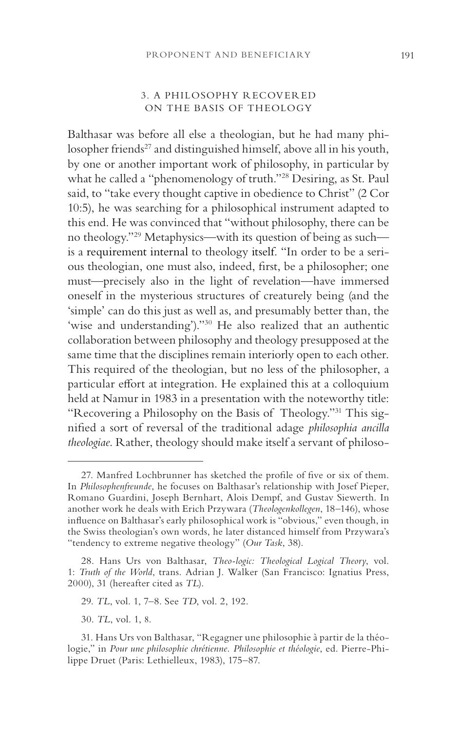### 3. A PHILOSOPHY RECOVERED ON THE BASIS OF THEOLOGY

Balthasar was before all else a theologian, but he had many philosopher friends[27] and distinguished himself, above all in his youth, by one or another important work of philosophy, in particular by what he called a "phenomenology of truth."[28] Desiring, as St. Paul said, to "take every thought captive in obedience to Christ" (2 Cor 10:5), he was searching for a philosophical instrument adapted to this end. He was convinced that "without philosophy, there can be no theology."[29] Metaphysics—with its question of being as such—is a requirement internal to theology itself. "In order to be a serious theologian, one must also, indeed, first, be a philosopher; one must—precisely also in the light of revelation—have immersed oneself in the mysterious structures of creaturely being (and the 'simple' can do this just as well as, and presumably better than, the 'wise and understanding')."[30] He also realized that an authentic collaboration between philosophy and theology presupposed at the same time that the disciplines remain interiorly open to each other. This required of the theologian, but no less of the philosopher, a particular effort at integration. He explained this at a colloquium held at Namur in 1983 in a presentation with the noteworthy title: "Recovering a Philosophy on the Basis of Theology."[31] This signified a sort of reversal of the traditional adage *philosophia ancilla theologiae*. Rather, theology should make itself a servant of philoso-

---

27. Manfred Lochbrunner has sketched the profile of five or six of them. In *Philosophenfreunde*, he focuses on Balthasar's relationship with Josef Pieper, Romano Guardini, Joseph Bernhart, Alois Dempf, and Gustav Siewerth. In another work he deals with Erich Przywara (*Theologenkollegen*, 18–146), whose influence on Balthasar's early philosophical work is "obvious," even though, in the Swiss theologian's own words, he later distanced himself from Przywara's "tendency to extreme negative theology" (*Our Task*, 38).

28. Hans Urs von Balthasar, *Theo-logic: Theological Logical Theory*, vol. 1: *Truth of the World*, trans. Adrian J. Walker (San Francisco: Ignatius Press, 2000), 31 (hereafter cited as *TL*).

29. *TL*, vol. 1, 7–8. See *TD*, vol. 2, 192.

30. *TL*, vol. 1, 8.

31. Hans Urs von Balthasar, "Regagner une philosophie à partir de la théologie," in *Pour une philosophie chrétienne. Philosophie et théologie*, ed. Pierre-Philippe Druet (Paris: Lethielleux, 1983), 175–87.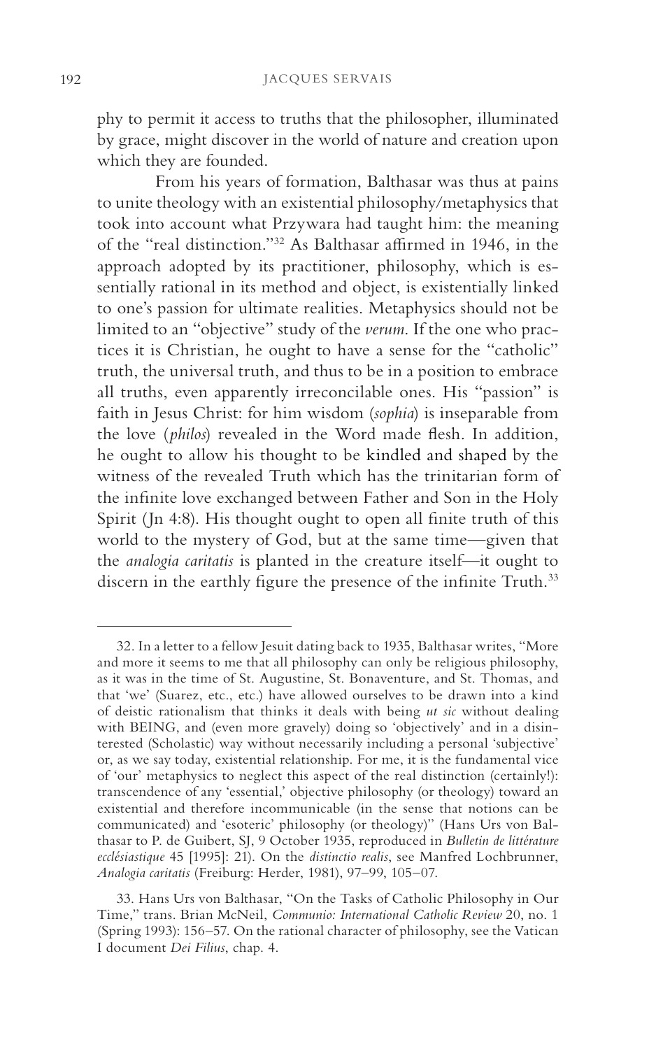phy to permit it access to truths that the philosopher, illuminated by grace, might discover in the world of nature and creation upon which they are founded.

From his years of formation, Balthasar was thus at pains to unite theology with an existential philosophy/metaphysics that took into account what Przywara had taught him: the meaning of the "real distinction."[32] As Balthasar affirmed in 1946, in the approach adopted by its practitioner, philosophy, which is essentially rational in its method and object, is existentially linked to one's passion for ultimate realities. Metaphysics should not be limited to an "objective" study of the *verum*. If the one who practices it is Christian, he ought to have a sense for the "catholic" truth, the universal truth, and thus to be in a position to embrace all truths, even apparently irreconcilable ones. His "passion" is faith in Jesus Christ: for him wisdom (*sophia*) is inseparable from the love (*philos*) revealed in the Word made flesh. In addition, he ought to allow his thought to be kindled and shaped by the witness of the revealed Truth which has the trinitarian form of the infinite love exchanged between Father and Son in the Holy Spirit (Jn 4:8). His thought ought to open all finite truth of this world to the mystery of God, but at the same time—given that the *analogia caritatis* is planted in the creature itself—it ought to discern in the earthly figure the presence of the infinite Truth.[33]

---

32. In a letter to a fellow Jesuit dating back to 1935, Balthasar writes, "More and more it seems to me that all philosophy can only be religious philosophy, as it was in the time of St. Augustine, St. Bonaventure, and St. Thomas, and that 'we' (Suarez, etc., etc.) have allowed ourselves to be drawn into a kind of deistic rationalism that thinks it deals with being *ut sic* without dealing with BEING, and (even more gravely) doing so 'objectively' and in a disinterested (Scholastic) way without necessarily including a personal 'subjective' or, as we say today, existential relationship. For me, it is the fundamental vice of 'our' metaphysics to neglect this aspect of the real distinction (certainly!): transcendence of any 'essential,' objective philosophy (or theology) toward an existential and therefore incommunicable (in the sense that notions can be communicated) and 'esoteric' philosophy (or theology)" (Hans Urs von Balthasar to P. de Guibert, SJ, 9 October 1935, reproduced in *Bulletin de littérature ecclésiastique* 45 [1995]: 21). On the *distinctio realis*, see Manfred Lochbrunner, *Analogia caritatis* (Freiburg: Herder, 1981), 97–99, 105–07.

33. Hans Urs von Balthasar, "On the Tasks of Catholic Philosophy in Our Time," trans. Brian McNeil, *Communio: International Catholic Review* 20, no. 1 (Spring 1993): 156–57. On the rational character of philosophy, see the Vatican I document *Dei Filius*, chap. 4.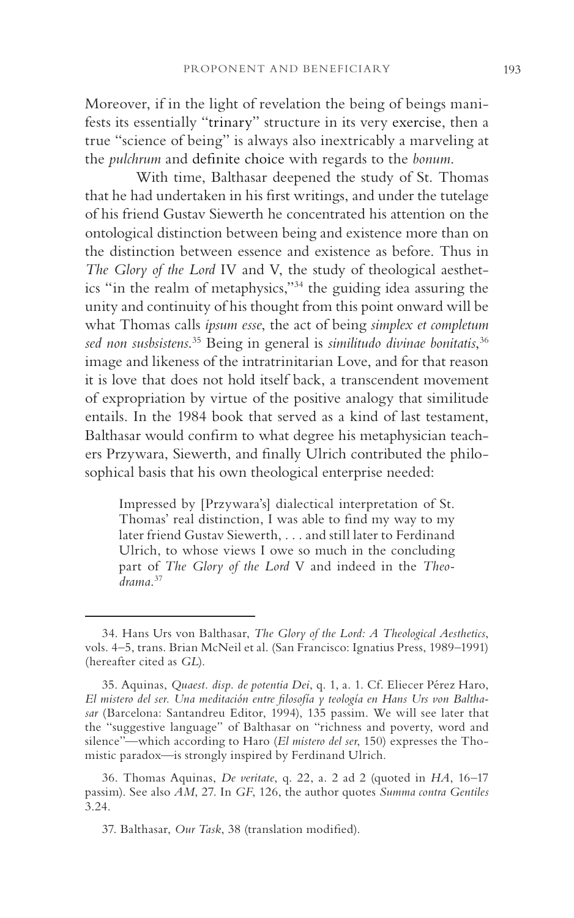Moreover, if in the light of revelation the being of beings manifests its essentially "trinary" structure in its very exercise, then a true "science of being" is always also inextricably a marveling at the *pulchrum* and definite choice with regards to the *bonum*.

With time, Balthasar deepened the study of St. Thomas that he had undertaken in his first writings, and under the tutelage of his friend Gustav Siewerth he concentrated his attention on the ontological distinction between being and existence more than on the distinction between essence and existence as before. Thus in *The Glory of the Lord* IV and V, the study of theological aesthetics "in the realm of metaphysics,"[34] the guiding idea assuring the unity and continuity of his thought from this point onward will be what Thomas calls *ipsum esse*, the act of being *simplex et completum sed non susbsistens*.[35] Being in general is *similitudo divinae bonitatis*,[36] image and likeness of the intratrinitarian Love, and for that reason it is love that does not hold itself back, a transcendent movement of expropriation by virtue of the positive analogy that similitude entails. In the 1984 book that served as a kind of last testament, Balthasar would confirm to what degree his metaphysician teachers Przywara, Siewerth, and finally Ulrich contributed the philosophical basis that his own theological enterprise needed:

> Impressed by [Przywara's] dialectical interpretation of St. Thomas' real distinction, I was able to find my way to my later friend Gustav Siewerth, . . . and still later to Ferdinand Ulrich, to whose views I owe so much in the concluding part of *The Glory of the Lord* V and indeed in the *Theodrama*.[37]

---

34. Hans Urs von Balthasar, *The Glory of the Lord: A Theological Aesthetics*, vols. 4–5, trans. Brian McNeil et al. (San Francisco: Ignatius Press, 1989–1991) (hereafter cited as *GL*).

35. Aquinas, *Quaest. disp. de potentia Dei*, q. 1, a. 1. Cf. Eliecer Pérez Haro, *El mistero del ser. Una meditación entre filosofía y teología en Hans Urs von Balthasar* (Barcelona: Santandreu Editor, 1994), 135 passim. We will see later that the "suggestive language" of Balthasar on "richness and poverty, word and silence"—which according to Haro (*El mistero del ser*, 150) expresses the Thomistic paradox—is strongly inspired by Ferdinand Ulrich.

36. Thomas Aquinas, *De veritate*, q. 22, a. 2 ad 2 (quoted in *HA*, 16–17 passim). See also *AM*, 27. In *GF*, 126, the author quotes *Summa contra Gentiles* 3.24.

37. Balthasar, *Our Task*, 38 (translation modified).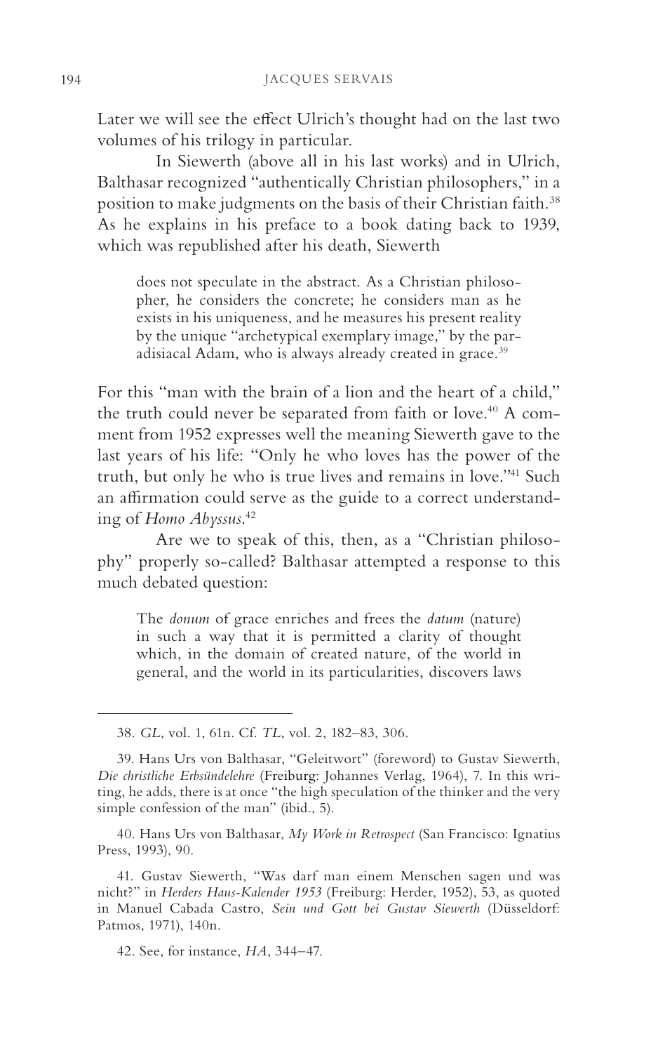Later we will see the effect Ulrich's thought had on the last two volumes of his trilogy in particular.

In Siewerth (above all in his last works) and in Ulrich, Balthasar recognized "authentically Christian philosophers," in a position to make judgments on the basis of their Christian faith.[38] As he explains in his preface to a book dating back to 1939, which was republished after his death, Siewerth

> does not speculate in the abstract. As a Christian philosopher, he considers the concrete; he considers man as he exists in his uniqueness, and he measures his present reality by the unique "archetypical exemplary image," by the paradisiacal Adam, who is always already created in grace.[39]

For this "man with the brain of a lion and the heart of a child," the truth could never be separated from faith or love.[40] A comment from 1952 expresses well the meaning Siewerth gave to the last years of his life: "Only he who loves has the power of the truth, but only he who is true lives and remains in love."[41] Such an affirmation could serve as the guide to a correct understanding of *Homo Abyssus*.[42]

Are we to speak of this, then, as a "Christian philosophy" properly so-called? Balthasar attempted a response to this much debated question:

> The *donum* of grace enriches and frees the *datum* (nature) in such a way that it is permitted a clarity of thought which, in the domain of created nature, of the world in general, and the world in its particularities, discovers laws

---

38. *GL*, vol. 1, 61n. Cf. *TL*, vol. 2, 182–83, 306.

39. Hans Urs von Balthasar, "Geleitwort" (foreword) to Gustav Siewerth, *Die christliche Erbsündelehre* (Freiburg: Johannes Verlag, 1964), 7. In this writing, he adds, there is at once "the high speculation of the thinker and the very simple confession of the man" (ibid., 5).

40. Hans Urs von Balthasar, *My Work in Retrospect* (San Francisco: Ignatius Press, 1993), 90.

41. Gustav Siewerth, "Was darf man einem Menschen sagen und was nicht?" in *Herders Haus-Kalender 1953* (Freiburg: Herder, 1952), 53, as quoted in Manuel Cabada Castro, *Sein und Gott bei Gustav Siewerth* (Düsseldorf: Patmos, 1971), 140n.

42. See, for instance, *HA*, 344–47.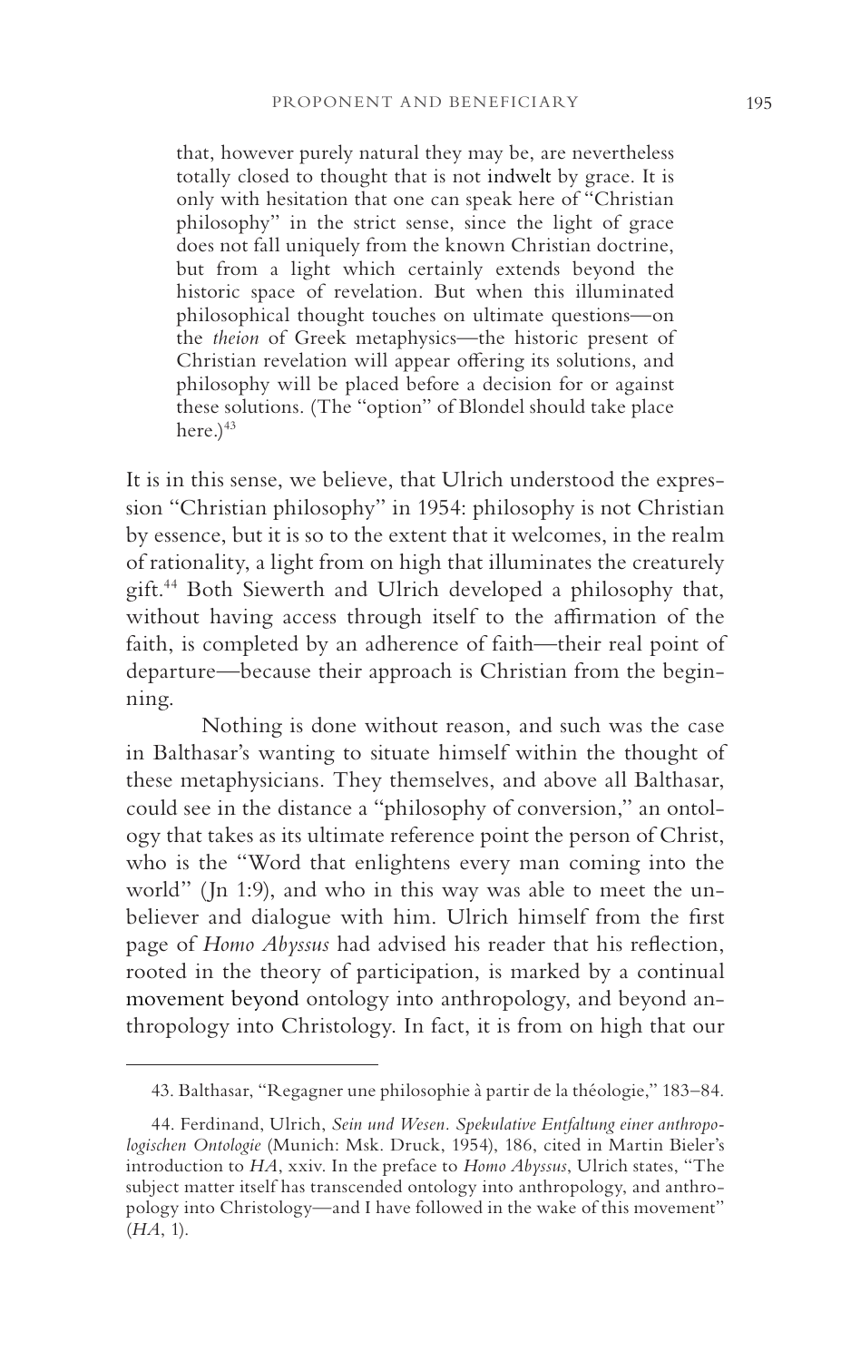> that, however purely natural they may be, are nevertheless totally closed to thought that is not indwelt by grace. It is only with hesitation that one can speak here of "Christian philosophy" in the strict sense, since the light of grace does not fall uniquely from the known Christian doctrine, but from a light which certainly extends beyond the historic space of revelation. But when this illuminated philosophical thought touches on ultimate questions—on the *theion* of Greek metaphysics—the historic present of Christian revelation will appear offering its solutions, and philosophy will be placed before a decision for or against these solutions. (The "option" of Blondel should take place here.)[43]

It is in this sense, we believe, that Ulrich understood the expression "Christian philosophy" in 1954: philosophy is not Christian by essence, but it is so to the extent that it welcomes, in the realm of rationality, a light from on high that illuminates the creaturely gift.[44] Both Siewerth and Ulrich developed a philosophy that, without having access through itself to the affirmation of the faith, is completed by an adherence of faith—their real point of departure—because their approach is Christian from the beginning.

Nothing is done without reason, and such was the case in Balthasar's wanting to situate himself within the thought of these metaphysicians. They themselves, and above all Balthasar, could see in the distance a "philosophy of conversion," an ontology that takes as its ultimate reference point the person of Christ, who is the "Word that enlightens every man coming into the world" (Jn 1:9), and who in this way was able to meet the unbeliever and dialogue with him. Ulrich himself from the first page of *Homo Abyssus* had advised his reader that his reflection, rooted in the theory of participation, is marked by a continual movement beyond ontology into anthropology, and beyond anthropology into Christology. In fact, it is from on high that our

---

43. Balthasar, "Regagner une philosophie à partir de la théologie," 183–84.

44. Ferdinand, Ulrich, *Sein und Wesen. Spekulative Entfaltung einer anthropologischen Ontologie* (Munich: Msk. Druck, 1954), 186, cited in Martin Bieler's introduction to *HA*, xxiv. In the preface to *Homo Abyssus*, Ulrich states, "The subject matter itself has transcended ontology into anthropology, and anthropology into Christology—and I have followed in the wake of this movement" (*HA*, 1).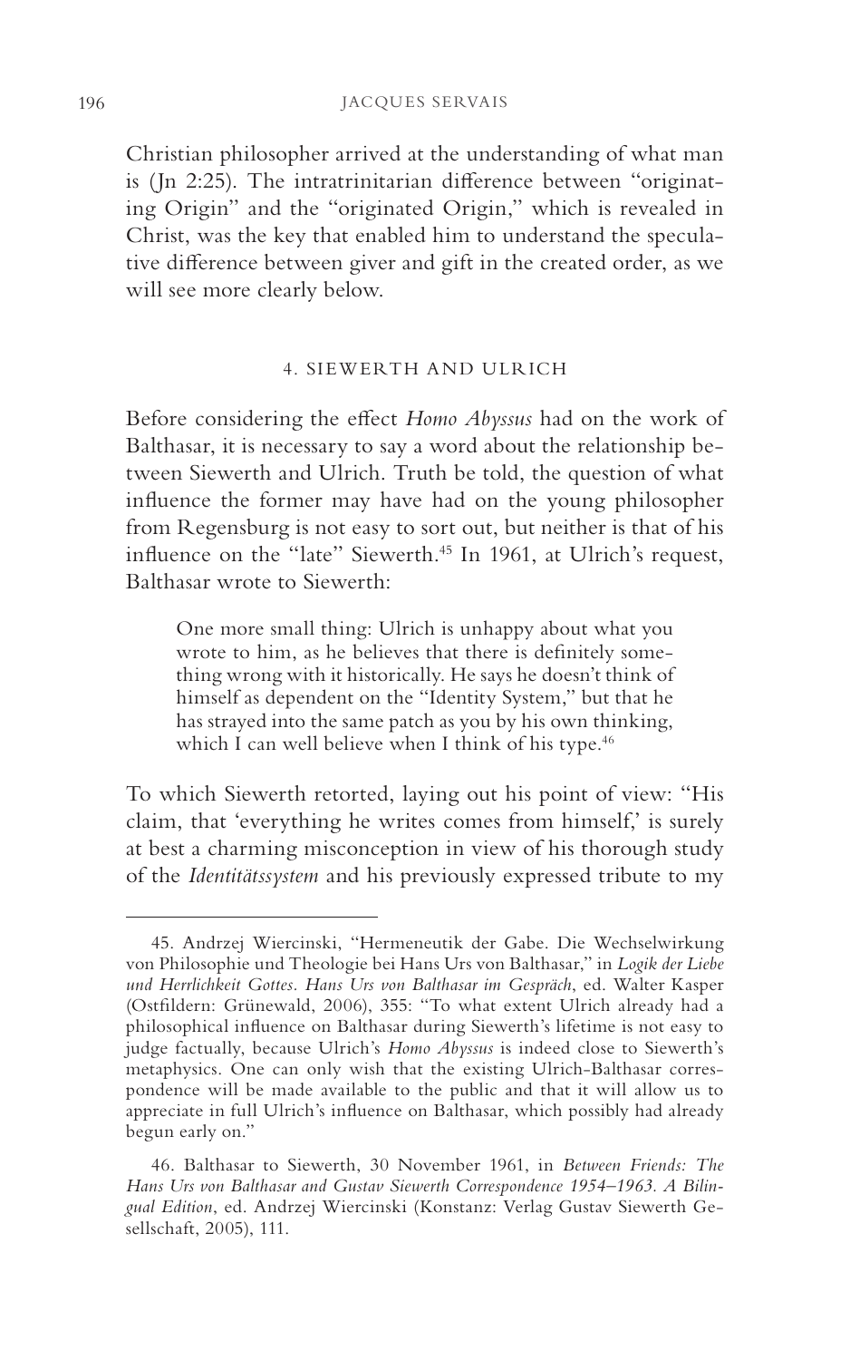Christian philosopher arrived at the understanding of what man is (Jn 2:25). The intratrinitarian difference between "originating Origin" and the "originated Origin," which is revealed in Christ, was the key that enabled him to understand the speculative difference between giver and gift in the created order, as we will see more clearly below.

## 4. SIEWERTH AND ULRICH

Before considering the effect *Homo Abyssus* had on the work of Balthasar, it is necessary to say a word about the relationship between Siewerth and Ulrich. Truth be told, the question of what influence the former may have had on the young philosopher from Regensburg is not easy to sort out, but neither is that of his influence on the "late" Siewerth.[45] In 1961, at Ulrich's request, Balthasar wrote to Siewerth:

> One more small thing: Ulrich is unhappy about what you wrote to him, as he believes that there is definitely something wrong with it historically. He says he doesn't think of himself as dependent on the "Identity System," but that he has strayed into the same patch as you by his own thinking, which I can well believe when I think of his type.[46]

To which Siewerth retorted, laying out his point of view: "His claim, that 'everything he writes comes from himself,' is surely at best a charming misconception in view of his thorough study of the *Identitätssystem* and his previously expressed tribute to my

---

45. Andrzej Wiercinski, "Hermeneutik der Gabe. Die Wechselwirkung von Philosophie und Theologie bei Hans Urs von Balthasar," in *Logik der Liebe und Herrlichkeit Gottes. Hans Urs von Balthasar im Gespräch*, ed. Walter Kasper (Ostfildern: Grünewald, 2006), 355: "To what extent Ulrich already had a philosophical influence on Balthasar during Siewerth's lifetime is not easy to judge factually, because Ulrich's *Homo Abyssus* is indeed close to Siewerth's metaphysics. One can only wish that the existing Ulrich-Balthasar correspondence will be made available to the public and that it will allow us to appreciate in full Ulrich's influence on Balthasar, which possibly had already begun early on."

46. Balthasar to Siewerth, 30 November 1961, in *Between Friends: The Hans Urs von Balthasar and Gustav Siewerth Correspondence 1954–1963. A Bilingual Edition*, ed. Andrzej Wiercinski (Konstanz: Verlag Gustav Siewerth Gesellschaft, 2005), 111.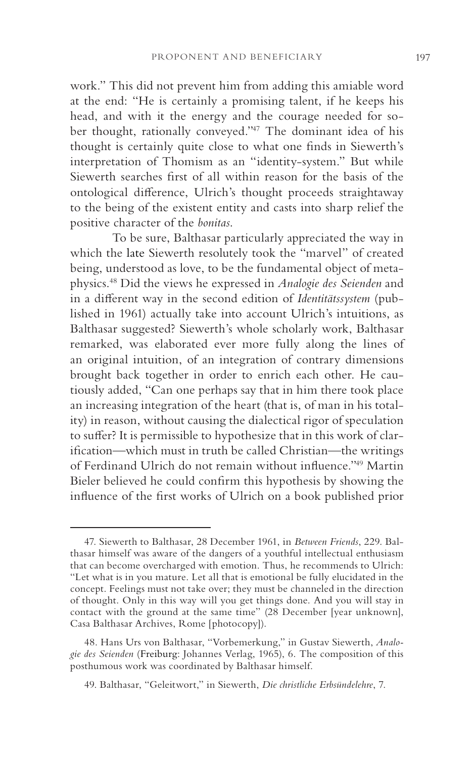work." This did not prevent him from adding this amiable word at the end: "He is certainly a promising talent, if he keeps his head, and with it the energy and the courage needed for sober thought, rationally conveyed."[47] The dominant idea of his thought is certainly quite close to what one finds in Siewerth's interpretation of Thomism as an "identity-system." But while Siewerth searches first of all within reason for the basis of the ontological difference, Ulrich's thought proceeds straightaway to the being of the existent entity and casts into sharp relief the positive character of the *bonitas*.

To be sure, Balthasar particularly appreciated the way in which the late Siewerth resolutely took the "marvel" of created being, understood as love, to be the fundamental object of metaphysics.[48] Did the views he expressed in *Analogie des Seienden* and in a different way in the second edition of *Identitätssystem* (published in 1961) actually take into account Ulrich's intuitions, as Balthasar suggested? Siewerth's whole scholarly work, Balthasar remarked, was elaborated ever more fully along the lines of an original intuition, of an integration of contrary dimensions brought back together in order to enrich each other. He cautiously added, "Can one perhaps say that in him there took place an increasing integration of the heart (that is, of man in his totality) in reason, without causing the dialectical rigor of speculation to suffer? It is permissible to hypothesize that in this work of clarification—which must in truth be called Christian—the writings of Ferdinand Ulrich do not remain without influence."[49] Martin Bieler believed he could confirm this hypothesis by showing the influence of the first works of Ulrich on a book published prior

---

47. Siewerth to Balthasar, 28 December 1961, in *Between Friends*, 229. Balthasar himself was aware of the dangers of a youthful intellectual enthusiasm that can become overcharged with emotion. Thus, he recommends to Ulrich: "Let what is in you mature. Let all that is emotional be fully elucidated in the concept. Feelings must not take over; they must be channeled in the direction of thought. Only in this way will you get things done. And you will stay in contact with the ground at the same time" (28 December [year unknown], Casa Balthasar Archives, Rome [photocopy]).

48. Hans Urs von Balthasar, "Vorbemerkung," in Gustav Siewerth, *Analogie des Seienden* (Freiburg: Johannes Verlag, 1965), 6. The composition of this posthumous work was coordinated by Balthasar himself.

49. Balthasar, "Geleitwort," in Siewerth, *Die christliche Erbsündelehre*, 7.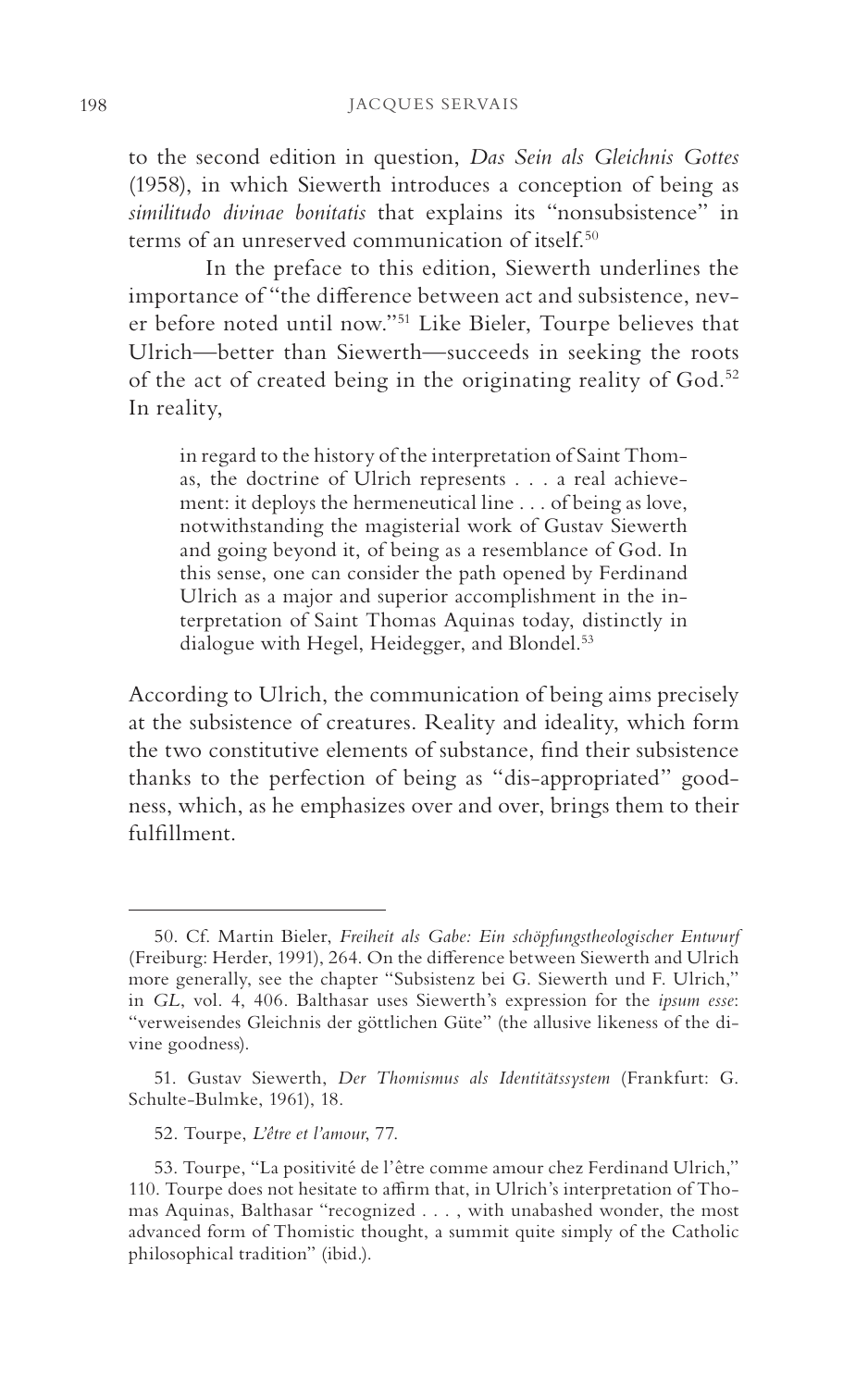to the second edition in question, *Das Sein als Gleichnis Gottes* (1958), in which Siewerth introduces a conception of being as *similitudo divinae bonitatis* that explains its "nonsubsistence" in terms of an unreserved communication of itself.[50]

In the preface to this edition, Siewerth underlines the importance of "the difference between act and subsistence, never before noted until now."[51] Like Bieler, Tourpe believes that Ulrich—better than Siewerth—succeeds in seeking the roots of the act of created being in the originating reality of God.[52] In reality,

> in regard to the history of the interpretation of Saint Thomas, the doctrine of Ulrich represents . . . a real achievement: it deploys the hermeneutical line . . . of being as love, notwithstanding the magisterial work of Gustav Siewerth and going beyond it, of being as a resemblance of God. In this sense, one can consider the path opened by Ferdinand Ulrich as a major and superior accomplishment in the interpretation of Saint Thomas Aquinas today, distinctly in dialogue with Hegel, Heidegger, and Blondel.[53]

According to Ulrich, the communication of being aims precisely at the subsistence of creatures. Reality and ideality, which form the two constitutive elements of substance, find their subsistence thanks to the perfection of being as "dis-appropriated" goodness, which, as he emphasizes over and over, brings them to their fulfillment.

---

50. Cf. Martin Bieler, *Freiheit als Gabe: Ein schöpfungstheologischer Entwurf* (Freiburg: Herder, 1991), 264. On the difference between Siewerth and Ulrich more generally, see the chapter "Subsistenz bei G. Siewerth und F. Ulrich," in *GL*, vol. 4, 406. Balthasar uses Siewerth's expression for the *ipsum esse*: "verweisendes Gleichnis der göttlichen Güte" (the allusive likeness of the divine goodness).

51. Gustav Siewerth, *Der Thomismus als Identitätssystem* (Frankfurt: G. Schulte-Bulmke, 1961), 18.

52. Tourpe, *L'être et l'amour*, 77.

53. Tourpe, "La positivité de l'être comme amour chez Ferdinand Ulrich," 110. Tourpe does not hesitate to affirm that, in Ulrich's interpretation of Thomas Aquinas, Balthasar "recognized . . . , with unabashed wonder, the most advanced form of Thomistic thought, a summit quite simply of the Catholic philosophical tradition" (ibid.).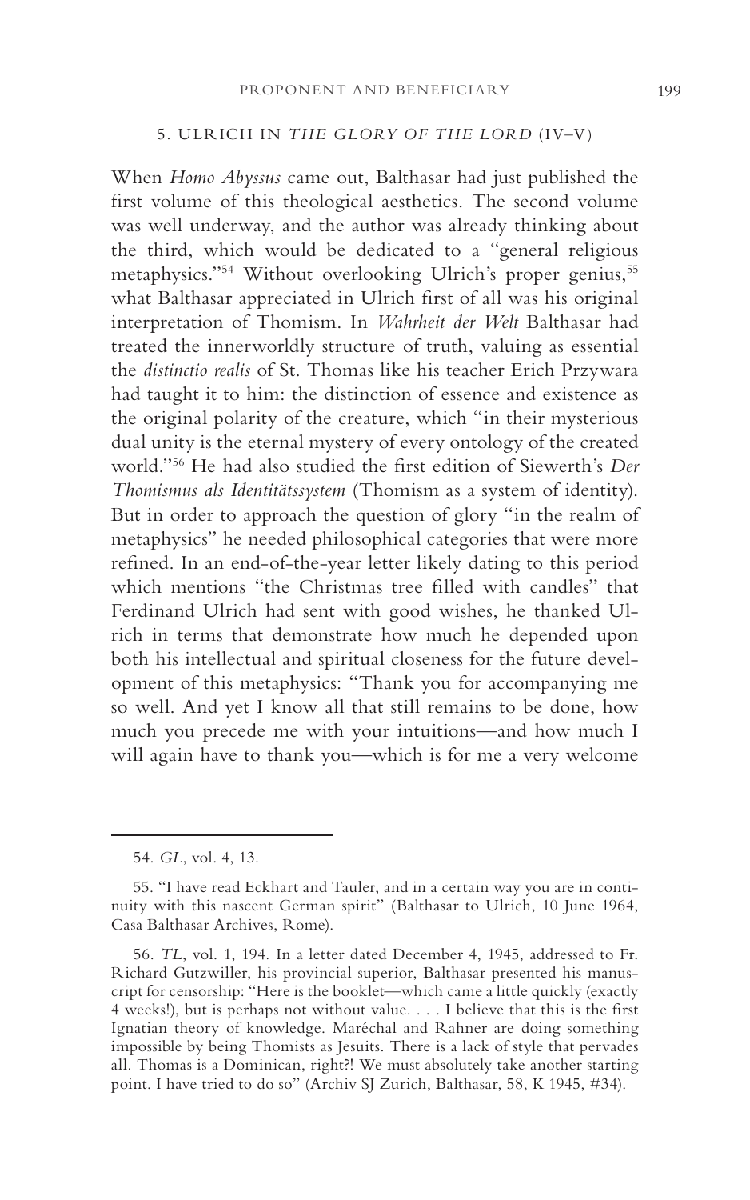## 5. ULRICH IN *THE GLORY OF THE LORD* (IV–V)

When *Homo Abyssus* came out, Balthasar had just published the first volume of this theological aesthetics. The second volume was well underway, and the author was already thinking about the third, which would be dedicated to a "general religious metaphysics."[54] Without overlooking Ulrich's proper genius,[55] what Balthasar appreciated in Ulrich first of all was his original interpretation of Thomism. In *Wahrheit der Welt* Balthasar had treated the innerworldly structure of truth, valuing as essential the *distinctio realis* of St. Thomas like his teacher Erich Przywara had taught it to him: the distinction of essence and existence as the original polarity of the creature, which "in their mysterious dual unity is the eternal mystery of every ontology of the created world."[56] He had also studied the first edition of Siewerth's *Der Thomismus als Identitätssystem* (Thomism as a system of identity). But in order to approach the question of glory "in the realm of metaphysics" he needed philosophical categories that were more refined. In an end-of-the-year letter likely dating to this period which mentions "the Christmas tree filled with candles" that Ferdinand Ulrich had sent with good wishes, he thanked Ulrich in terms that demonstrate how much he depended upon both his intellectual and spiritual closeness for the future development of this metaphysics: "Thank you for accompanying me so well. And yet I know all that still remains to be done, how much you precede me with your intuitions—and how much I will again have to thank you—which is for me a very welcome

---

54. *GL*, vol. 4, 13.

55. "I have read Eckhart and Tauler, and in a certain way you are in continuity with this nascent German spirit" (Balthasar to Ulrich, 10 June 1964, Casa Balthasar Archives, Rome).

56. *TL*, vol. 1, 194. In a letter dated December 4, 1945, addressed to Fr. Richard Gutzwiller, his provincial superior, Balthasar presented his manuscript for censorship: "Here is the booklet—which came a little quickly (exactly 4 weeks!), but is perhaps not without value. . . . I believe that this is the first Ignatian theory of knowledge. Maréchal and Rahner are doing something impossible by being Thomists as Jesuits. There is a lack of style that pervades all. Thomas is a Dominican, right?! We must absolutely take another starting point. I have tried to do so" (Archiv SJ Zurich, Balthasar, 58, K 1945, #34).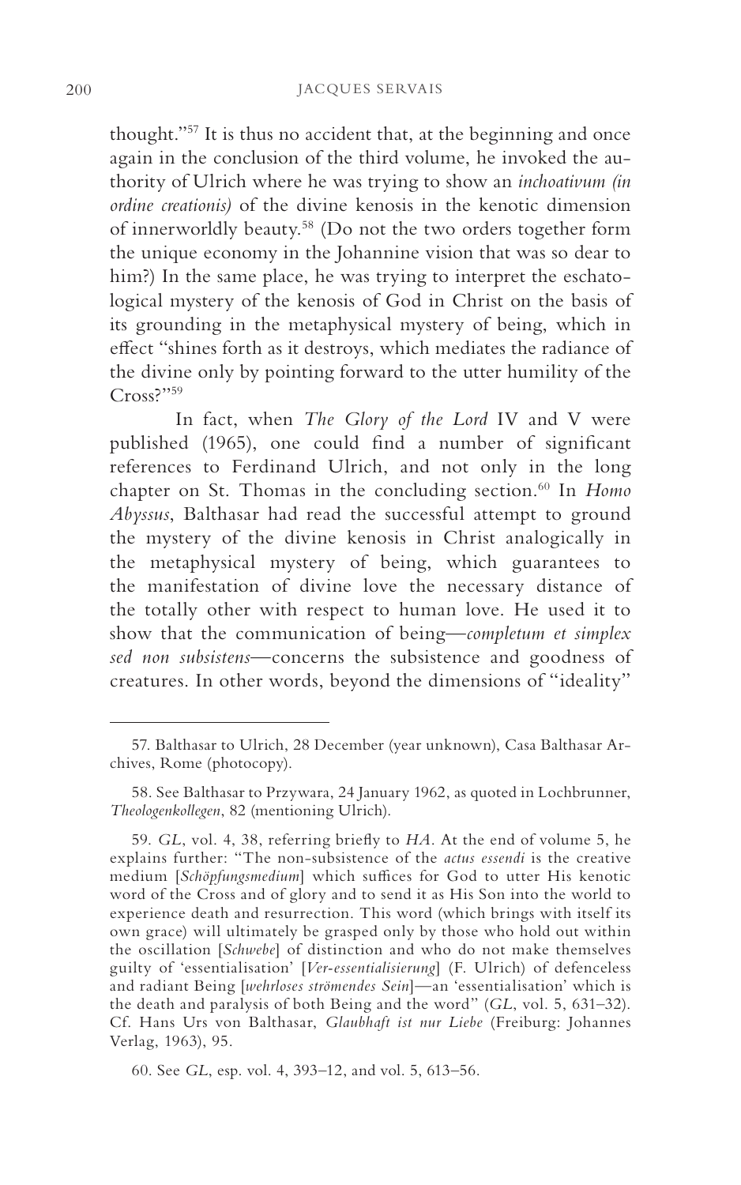thought."[57] It is thus no accident that, at the beginning and once again in the conclusion of the third volume, he invoked the authority of Ulrich where he was trying to show an *inchoativum (in ordine creationis)* of the divine kenosis in the kenotic dimension of innerworldly beauty.[58] (Do not the two orders together form the unique economy in the Johannine vision that was so dear to him?) In the same place, he was trying to interpret the eschatological mystery of the kenosis of God in Christ on the basis of its grounding in the metaphysical mystery of being, which in effect "shines forth as it destroys, which mediates the radiance of the divine only by pointing forward to the utter humility of the Cross?"[59]

In fact, when *The Glory of the Lord* IV and V were published (1965), one could find a number of significant references to Ferdinand Ulrich, and not only in the long chapter on St. Thomas in the concluding section.[60] In *Homo Abyssus*, Balthasar had read the successful attempt to ground the mystery of the divine kenosis in Christ analogically in the metaphysical mystery of being, which guarantees to the manifestation of divine love the necessary distance of the totally other with respect to human love. He used it to show that the communication of being—*completum et simplex sed non subsistens*—concerns the subsistence and goodness of creatures. In other words, beyond the dimensions of "ideality"

---

57. Balthasar to Ulrich, 28 December (year unknown), Casa Balthasar Archives, Rome (photocopy).

58. See Balthasar to Przywara, 24 January 1962, as quoted in Lochbrunner, *Theologenkollegen*, 82 (mentioning Ulrich).

59. *GL*, vol. 4, 38, referring briefly to *HA*. At the end of volume 5, he explains further: "The non-subsistence of the *actus essendi* is the creative medium [*Schöpfungsmedium*] which suffices for God to utter His kenotic word of the Cross and of glory and to send it as His Son into the world to experience death and resurrection. This word (which brings with itself its own grace) will ultimately be grasped only by those who hold out within the oscillation [*Schwebe*] of distinction and who do not make themselves guilty of 'essentialisation' [*Ver-essentialisierung*] (F. Ulrich) of defenceless and radiant Being [*wehrloses strömendes Sein*]—an 'essentialisation' which is the death and paralysis of both Being and the word" (*GL*, vol. 5, 631–32). Cf. Hans Urs von Balthasar, *Glaubhaft ist nur Liebe* (Freiburg: Johannes Verlag, 1963), 95.

60. See *GL*, esp. vol. 4, 393–12, and vol. 5, 613–56.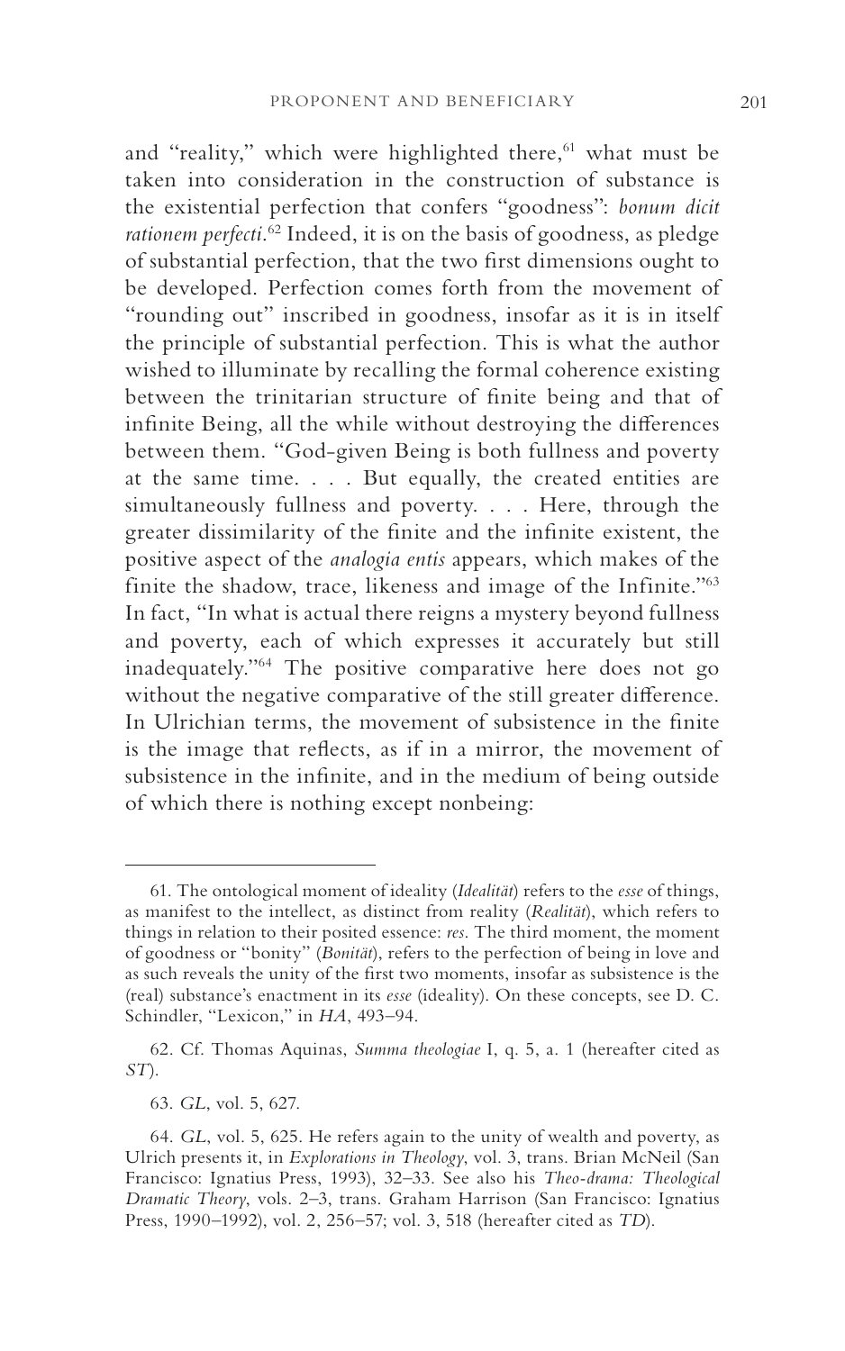and "reality," which were highlighted there,[61] what must be taken into consideration in the construction of substance is the existential perfection that confers "goodness": *bonum dicit rationem perfecti*.[62] Indeed, it is on the basis of goodness, as pledge of substantial perfection, that the two first dimensions ought to be developed. Perfection comes forth from the movement of "rounding out" inscribed in goodness, insofar as it is in itself the principle of substantial perfection. This is what the author wished to illuminate by recalling the formal coherence existing between the trinitarian structure of finite being and that of infinite Being, all the while without destroying the differences between them. "God-given Being is both fullness and poverty at the same time. . . . But equally, the created entities are simultaneously fullness and poverty. . . . Here, through the greater dissimilarity of the finite and the infinite existent, the positive aspect of the *analogia entis* appears, which makes of the finite the shadow, trace, likeness and image of the Infinite."[63] In fact, "In what is actual there reigns a mystery beyond fullness and poverty, each of which expresses it accurately but still inadequately."[64] The positive comparative here does not go without the negative comparative of the still greater difference. In Ulrichian terms, the movement of subsistence in the finite is the image that reflects, as if in a mirror, the movement of subsistence in the infinite, and in the medium of being outside of which there is nothing except nonbeing:

---

61. The ontological moment of ideality (*Idealität*) refers to the *esse* of things, as manifest to the intellect, as distinct from reality (*Realität*), which refers to things in relation to their posited essence: *res*. The third moment, the moment of goodness or "bonity" (*Bonität*), refers to the perfection of being in love and as such reveals the unity of the first two moments, insofar as subsistence is the (real) substance's enactment in its *esse* (ideality). On these concepts, see D. C. Schindler, "Lexicon," in *HA*, 493–94.

62. Cf. Thomas Aquinas, *Summa theologiae* I, q. 5, a. 1 (hereafter cited as *ST*).

63. *GL*, vol. 5, 627.

64. *GL*, vol. 5, 625. He refers again to the unity of wealth and poverty, as Ulrich presents it, in *Explorations in Theology*, vol. 3, trans. Brian McNeil (San Francisco: Ignatius Press, 1993), 32–33. See also his *Theo-drama: Theological Dramatic Theory*, vols. 2–3, trans. Graham Harrison (San Francisco: Ignatius Press, 1990–1992), vol. 2, 256–57; vol. 3, 518 (hereafter cited as *TD*).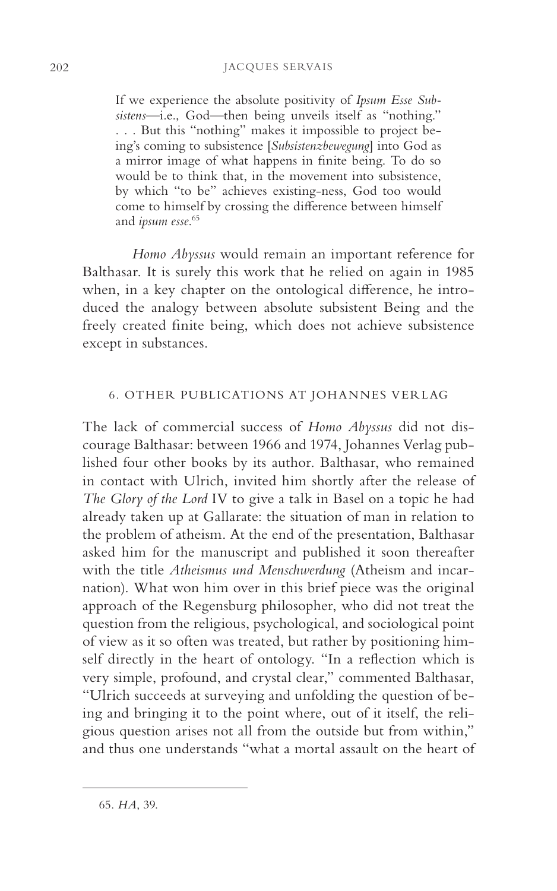> If we experience the absolute positivity of *Ipsum Esse Subsistens*—i.e., God—then being unveils itself as "nothing." . . . But this "nothing" makes it impossible to project being's coming to subsistence [*Subsistenzbewegung*] into God as a mirror image of what happens in finite being. To do so would be to think that, in the movement into subsistence, by which "to be" achieves existing-ness, God too would come to himself by crossing the difference between himself and *ipsum esse*.[65]

*Homo Abyssus* would remain an important reference for Balthasar. It is surely this work that he relied on again in 1985 when, in a key chapter on the ontological difference, he introduced the analogy between absolute subsistent Being and the freely created finite being, which does not achieve subsistence except in substances.

## 6. OTHER PUBLICATIONS AT JOHANNES VERLAG

The lack of commercial success of *Homo Abyssus* did not discourage Balthasar: between 1966 and 1974, Johannes Verlag published four other books by its author. Balthasar, who remained in contact with Ulrich, invited him shortly after the release of *The Glory of the Lord* IV to give a talk in Basel on a topic he had already taken up at Gallarate: the situation of man in relation to the problem of atheism. At the end of the presentation, Balthasar asked him for the manuscript and published it soon thereafter with the title *Atheismus und Menschwerdung* (Atheism and incarnation). What won him over in this brief piece was the original approach of the Regensburg philosopher, who did not treat the question from the religious, psychological, and sociological point of view as it so often was treated, but rather by positioning himself directly in the heart of ontology. "In a reflection which is very simple, profound, and crystal clear," commented Balthasar, "Ulrich succeeds at surveying and unfolding the question of being and bringing it to the point where, out of it itself, the religious question arises not all from the outside but from within," and thus one understands "what a mortal assault on the heart of

65. *HA*, 39.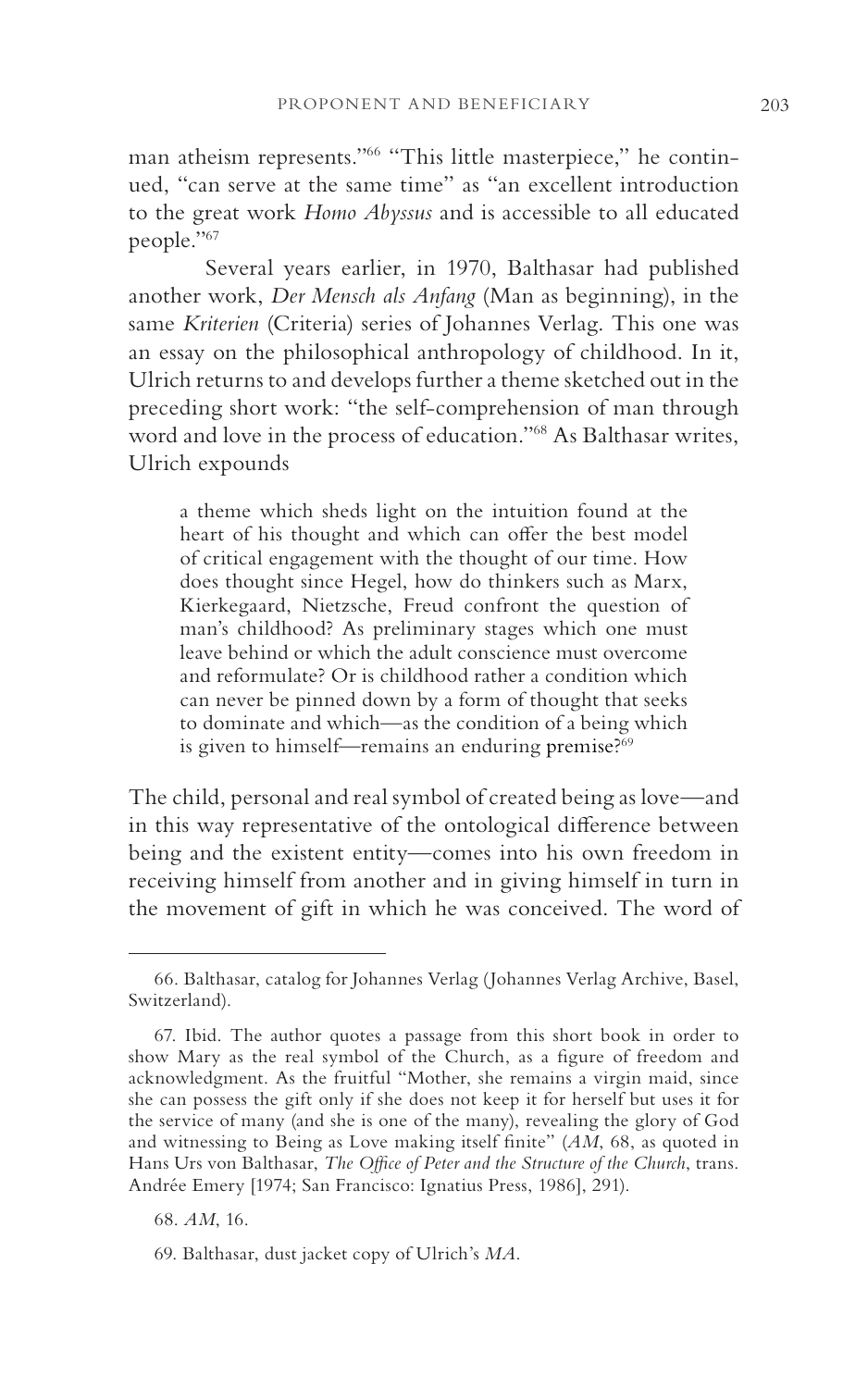man atheism represents."[66] "This little masterpiece," he continued, "can serve at the same time" as "an excellent introduction to the great work *Homo Abyssus* and is accessible to all educated people."[67]

Several years earlier, in 1970, Balthasar had published another work, *Der Mensch als Anfang* (Man as beginning), in the same *Kriterien* (Criteria) series of Johannes Verlag. This one was an essay on the philosophical anthropology of childhood. In it, Ulrich returns to and develops further a theme sketched out in the preceding short work: "the self-comprehension of man through word and love in the process of education."[68] As Balthasar writes, Ulrich expounds

> a theme which sheds light on the intuition found at the heart of his thought and which can offer the best model of critical engagement with the thought of our time. How does thought since Hegel, how do thinkers such as Marx, Kierkegaard, Nietzsche, Freud confront the question of man's childhood? As preliminary stages which one must leave behind or which the adult conscience must overcome and reformulate? Or is childhood rather a condition which can never be pinned down by a form of thought that seeks to dominate and which—as the condition of a being which is given to himself—remains an enduring premise?[69]

The child, personal and real symbol of created being as love—and in this way representative of the ontological difference between being and the existent entity—comes into his own freedom in receiving himself from another and in giving himself in turn in the movement of gift in which he was conceived. The word of

---

66. Balthasar, catalog for Johannes Verlag (Johannes Verlag Archive, Basel, Switzerland).

67. Ibid. The author quotes a passage from this short book in order to show Mary as the real symbol of the Church, as a figure of freedom and acknowledgment. As the fruitful "Mother, she remains a virgin maid, since she can possess the gift only if she does not keep it for herself but uses it for the service of many (and she is one of the many), revealing the glory of God and witnessing to Being as Love making itself finite" (*AM*, 68, as quoted in Hans Urs von Balthasar, *The Office of Peter and the Structure of the Church*, trans. Andrée Emery [1974; San Francisco: Ignatius Press, 1986], 291).

68. *AM*, 16.

69. Balthasar, dust jacket copy of Ulrich's *MA*.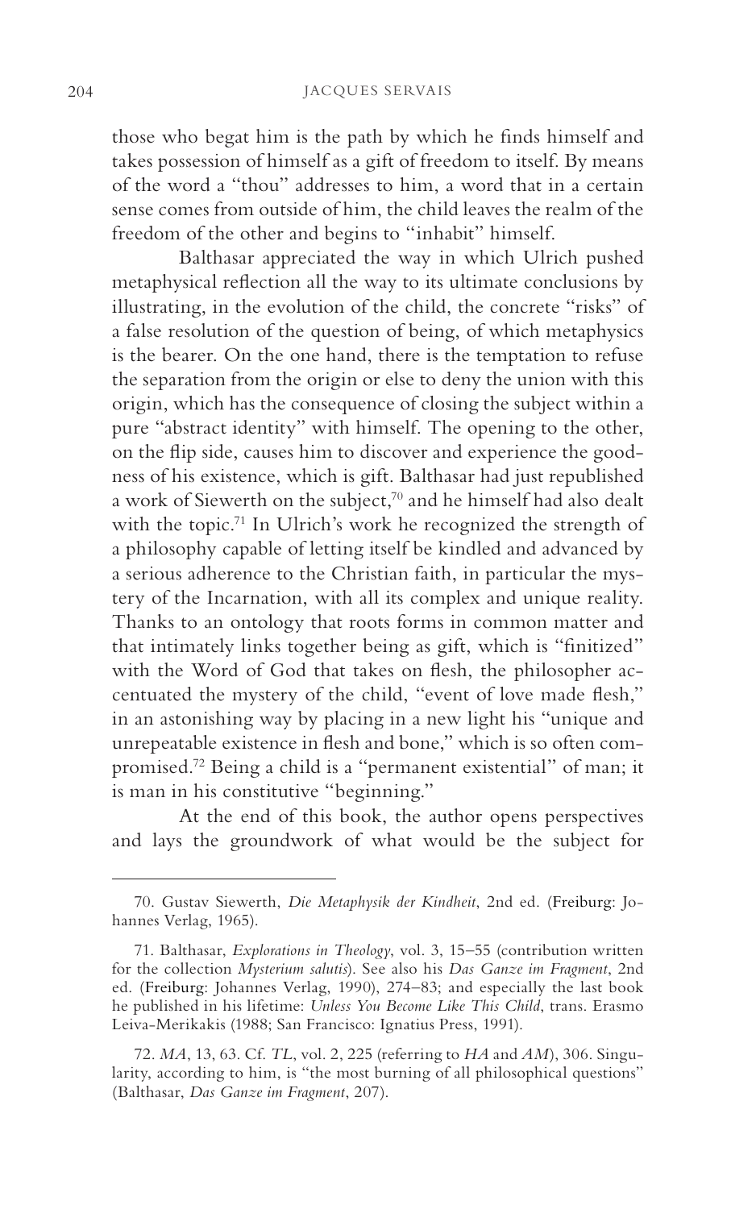those who begat him is the path by which he finds himself and takes possession of himself as a gift of freedom to itself. By means of the word a "thou" addresses to him, a word that in a certain sense comes from outside of him, the child leaves the realm of the freedom of the other and begins to "inhabit" himself.

Balthasar appreciated the way in which Ulrich pushed metaphysical reflection all the way to its ultimate conclusions by illustrating, in the evolution of the child, the concrete "risks" of a false resolution of the question of being, of which metaphysics is the bearer. On the one hand, there is the temptation to refuse the separation from the origin or else to deny the union with this origin, which has the consequence of closing the subject within a pure "abstract identity" with himself. The opening to the other, on the flip side, causes him to discover and experience the goodness of his existence, which is gift. Balthasar had just republished a work of Siewerth on the subject,[70] and he himself had also dealt with the topic.[71] In Ulrich's work he recognized the strength of a philosophy capable of letting itself be kindled and advanced by a serious adherence to the Christian faith, in particular the mystery of the Incarnation, with all its complex and unique reality. Thanks to an ontology that roots forms in common matter and that intimately links together being as gift, which is "finitized" with the Word of God that takes on flesh, the philosopher accentuated the mystery of the child, "event of love made flesh," in an astonishing way by placing in a new light his "unique and unrepeatable existence in flesh and bone," which is so often compromised.[72] Being a child is a "permanent existential" of man; it is man in his constitutive "beginning."

At the end of this book, the author opens perspectives and lays the groundwork of what would be the subject for

---

70. Gustav Siewerth, *Die Metaphysik der Kindheit*, 2nd ed. (Freiburg: Johannes Verlag, 1965).

71. Balthasar, *Explorations in Theology*, vol. 3, 15–55 (contribution written for the collection *Mysterium salutis*). See also his *Das Ganze im Fragment*, 2nd ed. (Freiburg: Johannes Verlag, 1990), 274–83; and especially the last book he published in his lifetime: *Unless You Become Like This Child*, trans. Erasmo Leiva-Merikakis (1988; San Francisco: Ignatius Press, 1991).

72. *MA*, 13, 63. Cf. *TL*, vol. 2, 225 (referring to *HA* and *AM*), 306. Singularity, according to him, is "the most burning of all philosophical questions" (Balthasar, *Das Ganze im Fragment*, 207).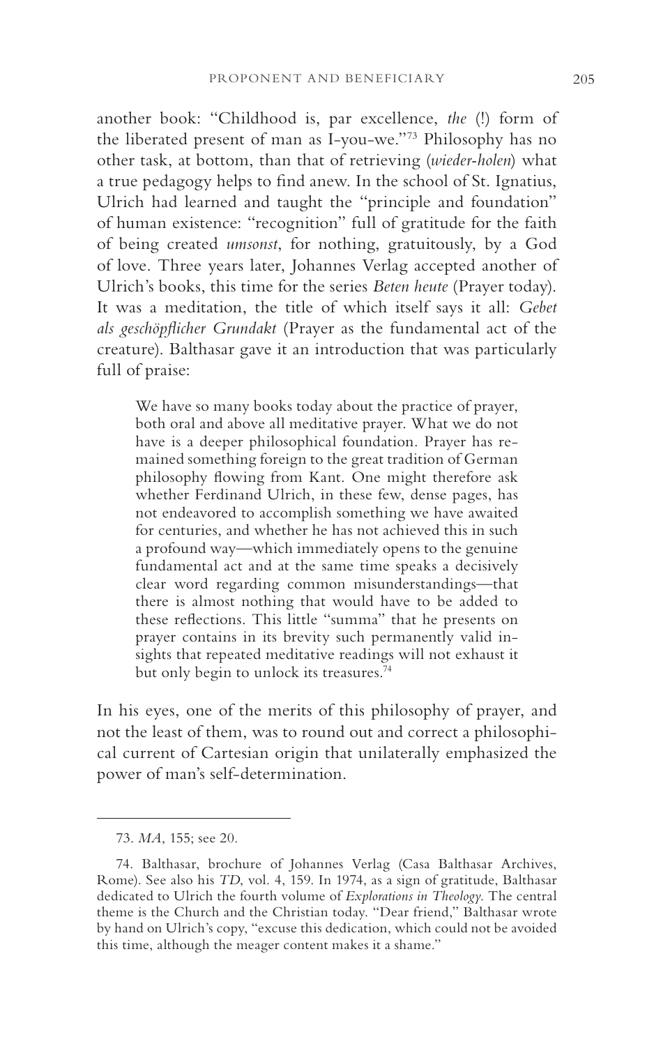another book: "Childhood is, par excellence, *the* (!) form of the liberated present of man as I-you-we."[73] Philosophy has no other task, at bottom, than that of retrieving (*wieder-holen*) what a true pedagogy helps to find anew. In the school of St. Ignatius, Ulrich had learned and taught the "principle and foundation" of human existence: "recognition" full of gratitude for the faith of being created *umsonst*, for nothing, gratuitously, by a God of love. Three years later, Johannes Verlag accepted another of Ulrich's books, this time for the series *Beten heute* (Prayer today). It was a meditation, the title of which itself says it all: *Gebet als geschöpflicher Grundakt* (Prayer as the fundamental act of the creature). Balthasar gave it an introduction that was particularly full of praise:

> We have so many books today about the practice of prayer, both oral and above all meditative prayer. What we do not have is a deeper philosophical foundation. Prayer has remained something foreign to the great tradition of German philosophy flowing from Kant. One might therefore ask whether Ferdinand Ulrich, in these few, dense pages, has not endeavored to accomplish something we have awaited for centuries, and whether he has not achieved this in such a profound way—which immediately opens to the genuine fundamental act and at the same time speaks a decisively clear word regarding common misunderstandings—that there is almost nothing that would have to be added to these reflections. This little "summa" that he presents on prayer contains in its brevity such permanently valid insights that repeated meditative readings will not exhaust it but only begin to unlock its treasures.[74]

In his eyes, one of the merits of this philosophy of prayer, and not the least of them, was to round out and correct a philosophical current of Cartesian origin that unilaterally emphasized the power of man's self-determination.

---

73. *MA*, 155; see 20.

74. Balthasar, brochure of Johannes Verlag (Casa Balthasar Archives, Rome). See also his *TD*, vol. 4, 159. In 1974, as a sign of gratitude, Balthasar dedicated to Ulrich the fourth volume of *Explorations in Theology*. The central theme is the Church and the Christian today. "Dear friend," Balthasar wrote by hand on Ulrich's copy, "excuse this dedication, which could not be avoided this time, although the meager content makes it a shame."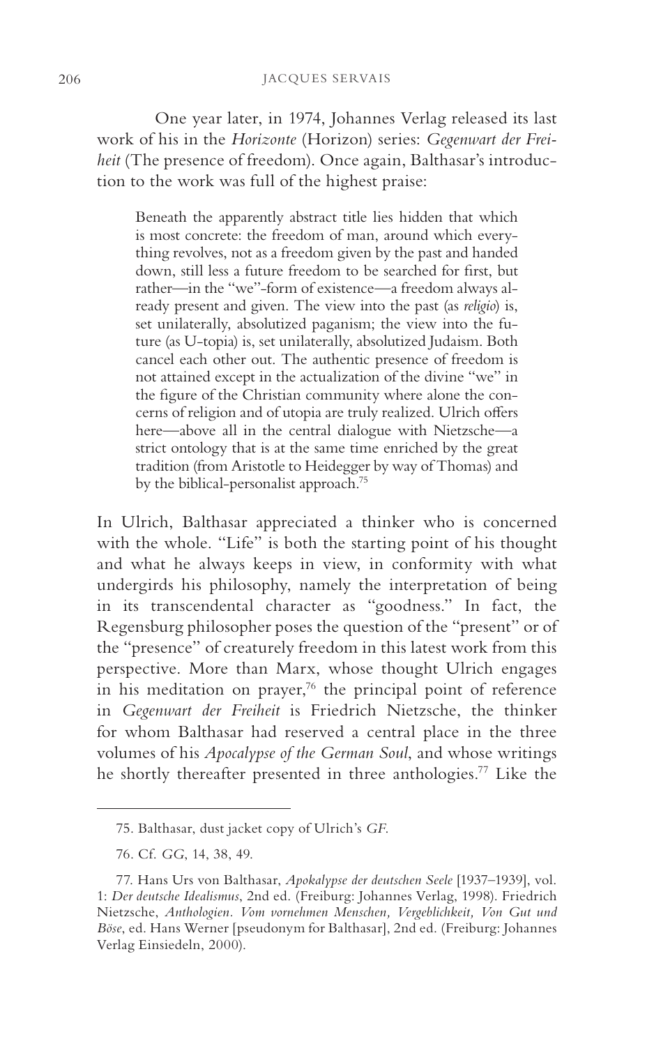One year later, in 1974, Johannes Verlag released its last work of his in the *Horizonte* (Horizon) series: *Gegenwart der Freiheit* (The presence of freedom). Once again, Balthasar's introduction to the work was full of the highest praise:

> Beneath the apparently abstract title lies hidden that which is most concrete: the freedom of man, around which everything revolves, not as a freedom given by the past and handed down, still less a future freedom to be searched for first, but rather—in the "we"-form of existence—a freedom always already present and given. The view into the past (as *religio*) is, set unilaterally, absolutized paganism; the view into the future (as U-topia) is, set unilaterally, absolutized Judaism. Both cancel each other out. The authentic presence of freedom is not attained except in the actualization of the divine "we" in the figure of the Christian community where alone the concerns of religion and of utopia are truly realized. Ulrich offers here—above all in the central dialogue with Nietzsche—a strict ontology that is at the same time enriched by the great tradition (from Aristotle to Heidegger by way of Thomas) and by the biblical-personalist approach.[75]

In Ulrich, Balthasar appreciated a thinker who is concerned with the whole. "Life" is both the starting point of his thought and what he always keeps in view, in conformity with what undergirds his philosophy, namely the interpretation of being in its transcendental character as "goodness." In fact, the Regensburg philosopher poses the question of the "present" or of the "presence" of creaturely freedom in this latest work from this perspective. More than Marx, whose thought Ulrich engages in his meditation on prayer,[76] the principal point of reference in *Gegenwart der Freiheit* is Friedrich Nietzsche, the thinker for whom Balthasar had reserved a central place in the three volumes of his *Apocalypse of the German Soul*, and whose writings he shortly thereafter presented in three anthologies.[77] Like the

---

75. Balthasar, dust jacket copy of Ulrich's *GF*.

76. Cf. *GG*, 14, 38, 49.

77. Hans Urs von Balthasar, *Apokalypse der deutschen Seele* [1937–1939], vol. 1: *Der deutsche Idealismus*, 2nd ed. (Freiburg: Johannes Verlag, 1998). Friedrich Nietzsche, *Anthologien. Vom vornehmen Menschen, Vergeblichkeit, Von Gut und Böse*, ed. Hans Werner [pseudonym for Balthasar], 2nd ed. (Freiburg: Johannes Verlag Einsiedeln, 2000).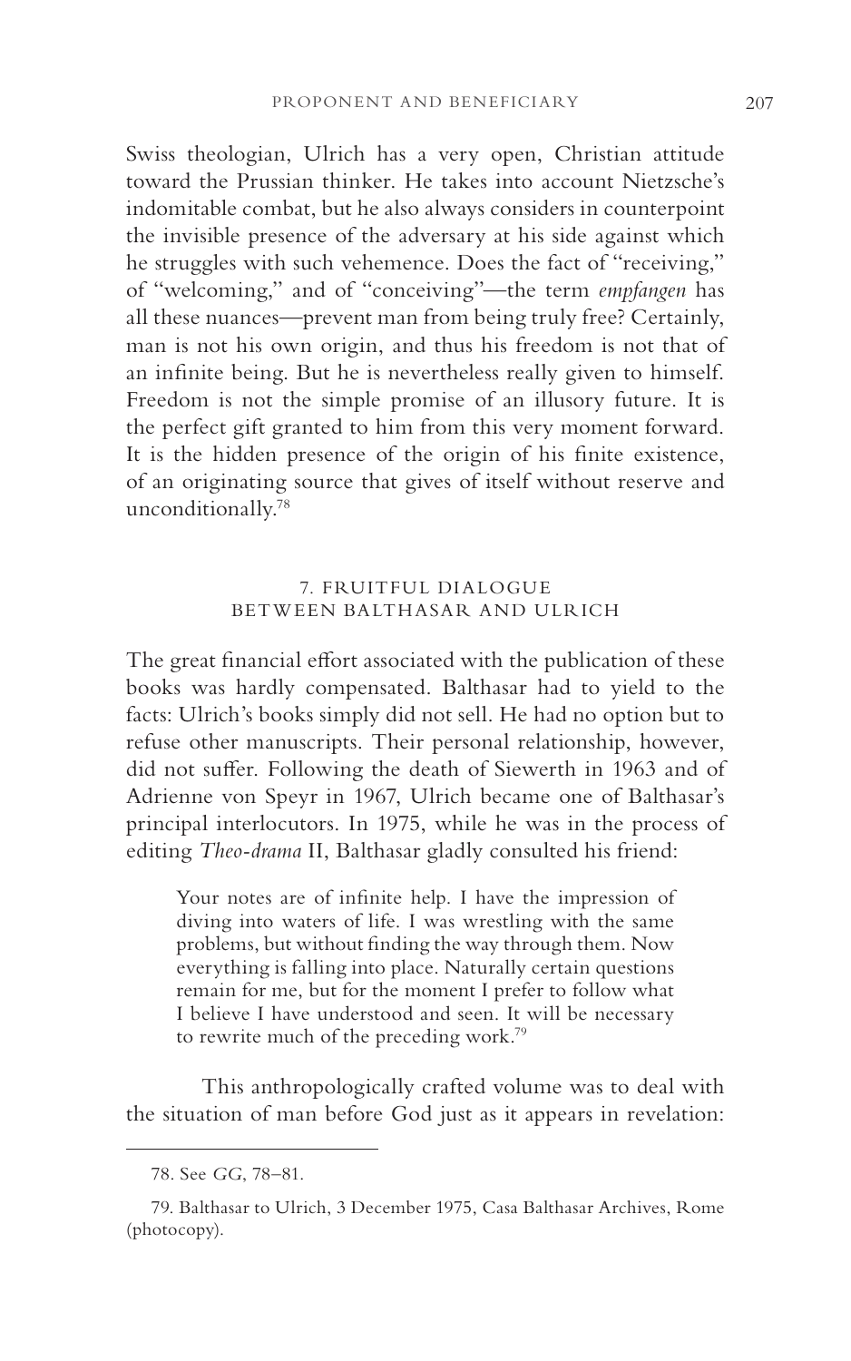Swiss theologian, Ulrich has a very open, Christian attitude toward the Prussian thinker. He takes into account Nietzsche's indomitable combat, but he also always considers in counterpoint the invisible presence of the adversary at his side against which he struggles with such vehemence. Does the fact of "receiving," of "welcoming," and of "conceiving"—the term *empfangen* has all these nuances—prevent man from being truly free? Certainly, man is not his own origin, and thus his freedom is not that of an infinite being. But he is nevertheless really given to himself. Freedom is not the simple promise of an illusory future. It is the perfect gift granted to him from this very moment forward. It is the hidden presence of the origin of his finite existence, of an originating source that gives of itself without reserve and unconditionally.[78]

## 7. FRUITFUL DIALOGUE BETWEEN BALTHASAR AND ULRICH

The great financial effort associated with the publication of these books was hardly compensated. Balthasar had to yield to the facts: Ulrich's books simply did not sell. He had no option but to refuse other manuscripts. Their personal relationship, however, did not suffer. Following the death of Siewerth in 1963 and of Adrienne von Speyr in 1967, Ulrich became one of Balthasar's principal interlocutors. In 1975, while he was in the process of editing *Theo-drama* II, Balthasar gladly consulted his friend:

> Your notes are of infinite help. I have the impression of diving into waters of life. I was wrestling with the same problems, but without finding the way through them. Now everything is falling into place. Naturally certain questions remain for me, but for the moment I prefer to follow what I believe I have understood and seen. It will be necessary to rewrite much of the preceding work.[79]

This anthropologically crafted volume was to deal with the situation of man before God just as it appears in revelation:

---

78. See *GG*, 78–81.

79. Balthasar to Ulrich, 3 December 1975, Casa Balthasar Archives, Rome (photocopy).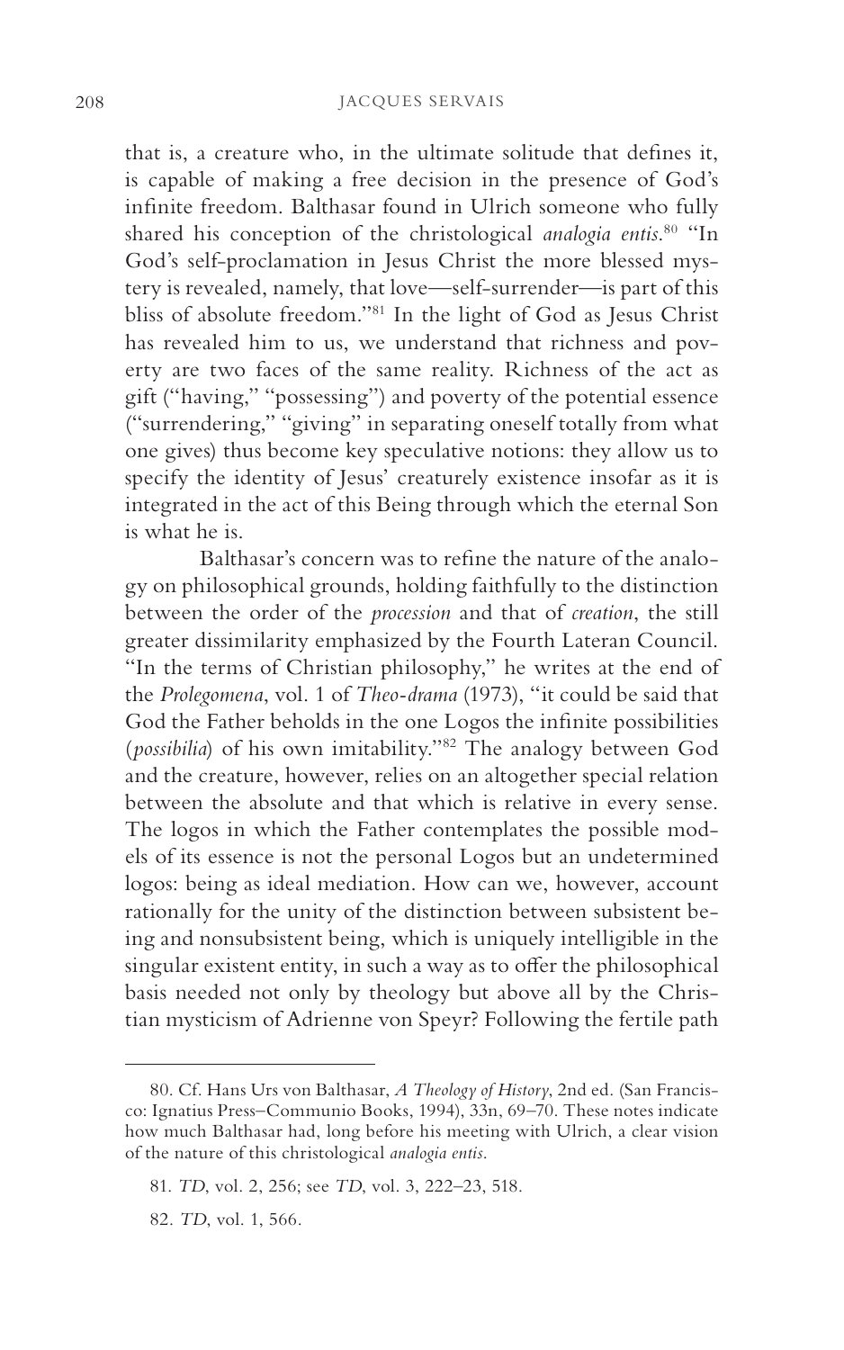that is, a creature who, in the ultimate solitude that defines it, is capable of making a free decision in the presence of God's infinite freedom. Balthasar found in Ulrich someone who fully shared his conception of the christological *analogia entis*.[80] "In God's self-proclamation in Jesus Christ the more blessed mystery is revealed, namely, that love—self-surrender—is part of this bliss of absolute freedom."[81] In the light of God as Jesus Christ has revealed him to us, we understand that richness and poverty are two faces of the same reality. Richness of the act as gift ("having," "possessing") and poverty of the potential essence ("surrendering," "giving" in separating oneself totally from what one gives) thus become key speculative notions: they allow us to specify the identity of Jesus' creaturely existence insofar as it is integrated in the act of this Being through which the eternal Son is what he is.

Balthasar's concern was to refine the nature of the analogy on philosophical grounds, holding faithfully to the distinction between the order of the *procession* and that of *creation*, the still greater dissimilarity emphasized by the Fourth Lateran Council. "In the terms of Christian philosophy," he writes at the end of the *Prolegomena*, vol. 1 of *Theo-drama* (1973), "it could be said that God the Father beholds in the one Logos the infinite possibilities (*possibilia*) of his own imitability."[82] The analogy between God and the creature, however, relies on an altogether special relation between the absolute and that which is relative in every sense. The logos in which the Father contemplates the possible models of its essence is not the personal Logos but an undetermined logos: being as ideal mediation. How can we, however, account rationally for the unity of the distinction between subsistent being and nonsubsistent being, which is uniquely intelligible in the singular existent entity, in such a way as to offer the philosophical basis needed not only by theology but above all by the Christian mysticism of Adrienne von Speyr? Following the fertile path

---

80. Cf. Hans Urs von Balthasar, *A Theology of History*, 2nd ed. (San Francisco: Ignatius Press–Communio Books, 1994), 33n, 69–70. These notes indicate how much Balthasar had, long before his meeting with Ulrich, a clear vision of the nature of this christological *analogia entis*.

81. *TD*, vol. 2, 256; see *TD*, vol. 3, 222–23, 518.

82. *TD*, vol. 1, 566.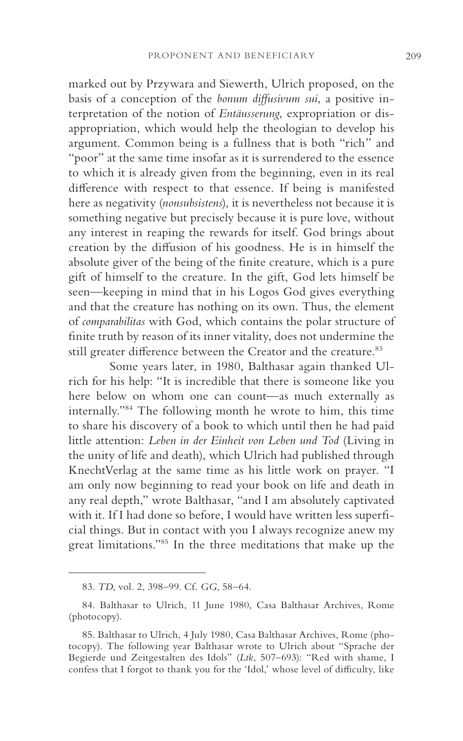marked out by Przywara and Siewerth, Ulrich proposed, on the basis of a conception of the *bonum diffusivum sui*, a positive interpretation of the notion of *Entäusserung*, expropriation or disappropriation, which would help the theologian to develop his argument. Common being is a fullness that is both "rich" and "poor" at the same time insofar as it is surrendered to the essence to which it is already given from the beginning, even in its real difference with respect to that essence. If being is manifested here as negativity (*nonsubsistens*), it is nevertheless not because it is something negative but precisely because it is pure love, without any interest in reaping the rewards for itself. God brings about creation by the diffusion of his goodness. He is in himself the absolute giver of the being of the finite creature, which is a pure gift of himself to the creature. In the gift, God lets himself be seen—keeping in mind that in his Logos God gives everything and that the creature has nothing on its own. Thus, the element of *comparabilitas* with God, which contains the polar structure of finite truth by reason of its inner vitality, does not undermine the still greater difference between the Creator and the creature.[83]

Some years later, in 1980, Balthasar again thanked Ulrich for his help: "It is incredible that there is someone like you here below on whom one can count—as much externally as internally."[84] The following month he wrote to him, this time to share his discovery of a book to which until then he had paid little attention: *Leben in der Einheit von Leben und Tod* (Living in the unity of life and death), which Ulrich had published through KnechtVerlag at the same time as his little work on prayer. "I am only now beginning to read your book on life and death in any real depth," wrote Balthasar, "and I am absolutely captivated with it. If I had done so before, I would have written less superficial things. But in contact with you I always recognize anew my great limitations."[85] In the three meditations that make up the

---

83. *TD*, vol. 2, 398–99. Cf. *GG*, 58–64.

84. Balthasar to Ulrich, 11 June 1980, Casa Balthasar Archives, Rome (photocopy).

85. Balthasar to Ulrich, 4 July 1980, Casa Balthasar Archives, Rome (photocopy). The following year Balthasar wrote to Ulrich about "Sprache der Begierde und Zeitgestalten des Idols" (*Ltk*, 507–693): "Red with shame, I confess that I forgot to thank you for the 'Idol,' whose level of difficulty, like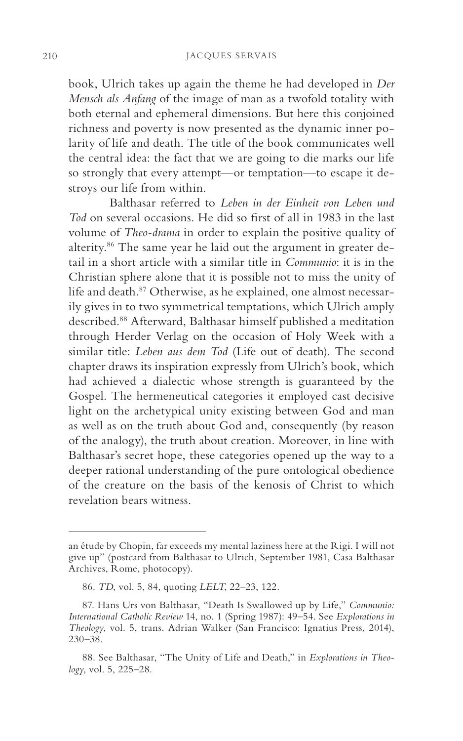book, Ulrich takes up again the theme he had developed in *Der Mensch als Anfang* of the image of man as a twofold totality with both eternal and ephemeral dimensions. But here this conjoined richness and poverty is now presented as the dynamic inner polarity of life and death. The title of the book communicates well the central idea: the fact that we are going to die marks our life so strongly that every attempt—or temptation—to escape it destroys our life from within.

Balthasar referred to *Leben in der Einheit von Leben und Tod* on several occasions. He did so first of all in 1983 in the last volume of *Theo-drama* in order to explain the positive quality of alterity.[86] The same year he laid out the argument in greater detail in a short article with a similar title in *Communio*: it is in the Christian sphere alone that it is possible not to miss the unity of life and death.[87] Otherwise, as he explained, one almost necessarily gives in to two symmetrical temptations, which Ulrich amply described.[88] Afterward, Balthasar himself published a meditation through Herder Verlag on the occasion of Holy Week with a similar title: *Leben aus dem Tod* (Life out of death). The second chapter draws its inspiration expressly from Ulrich's book, which had achieved a dialectic whose strength is guaranteed by the Gospel. The hermeneutical categories it employed cast decisive light on the archetypical unity existing between God and man as well as on the truth about God and, consequently (by reason of the analogy), the truth about creation. Moreover, in line with Balthasar's secret hope, these categories opened up the way to a deeper rational understanding of the pure ontological obedience of the creature on the basis of the kenosis of Christ to which revelation bears witness.

---

an étude by Chopin, far exceeds my mental laziness here at the Rigi. I will not give up" (postcard from Balthasar to Ulrich, September 1981, Casa Balthasar Archives, Rome, photocopy).

86. *TD*, vol. 5, 84, quoting *LELT*, 22–23, 122.

87. Hans Urs von Balthasar, "Death Is Swallowed up by Life," *Communio: International Catholic Review* 14, no. 1 (Spring 1987): 49–54. See *Explorations in Theology*, vol. 5, trans. Adrian Walker (San Francisco: Ignatius Press, 2014), 230–38.

88. See Balthasar, "The Unity of Life and Death," in *Explorations in Theology*, vol. 5, 225–28.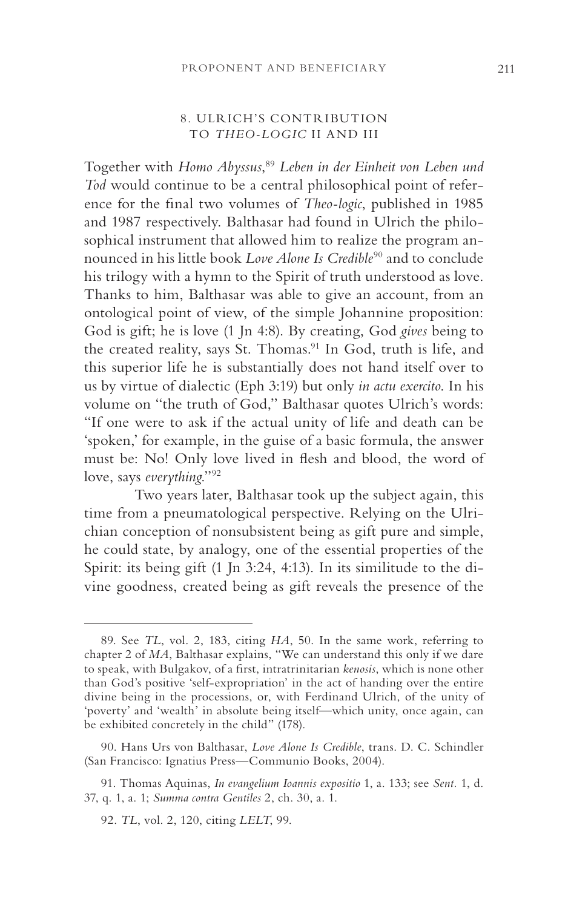## 8. ULRICH'S CONTRIBUTION TO *THEO-LOGIC* II AND III

Together with *Homo Abyssus*,[89] *Leben in der Einheit von Leben und Tod* would continue to be a central philosophical point of reference for the final two volumes of *Theo-logic*, published in 1985 and 1987 respectively. Balthasar had found in Ulrich the philosophical instrument that allowed him to realize the program announced in his little book *Love Alone Is Credible*[90] and to conclude his trilogy with a hymn to the Spirit of truth understood as love. Thanks to him, Balthasar was able to give an account, from an ontological point of view, of the simple Johannine proposition: God is gift; he is love (1 Jn 4:8). By creating, God *gives* being to the created reality, says St. Thomas.[91] In God, truth is life, and this superior life he is substantially does not hand itself over to us by virtue of dialectic (Eph 3:19) but only *in actu exercito*. In his volume on "the truth of God," Balthasar quotes Ulrich's words: "If one were to ask if the actual unity of life and death can be 'spoken,' for example, in the guise of a basic formula, the answer must be: No! Only love lived in flesh and blood, the word of love, says *everything*."[92]

Two years later, Balthasar took up the subject again, this time from a pneumatological perspective. Relying on the Ulrichian conception of nonsubsistent being as gift pure and simple, he could state, by analogy, one of the essential properties of the Spirit: its being gift (1 Jn 3:24, 4:13). In its similitude to the divine goodness, created being as gift reveals the presence of the

---

89. See *TL*, vol. 2, 183, citing *HA*, 50. In the same work, referring to chapter 2 of *MA*, Balthasar explains, "We can understand this only if we dare to speak, with Bulgakov, of a first, intratrinitarian *kenosis*, which is none other than God's positive 'self-expropriation' in the act of handing over the entire divine being in the processions, or, with Ferdinand Ulrich, of the unity of 'poverty' and 'wealth' in absolute being itself—which unity, once again, can be exhibited concretely in the child" (178).

90. Hans Urs von Balthasar, *Love Alone Is Credible*, trans. D. C. Schindler (San Francisco: Ignatius Press—Communio Books, 2004).

91. Thomas Aquinas, *In evangelium Ioannis expositio* 1, a. 133; see *Sent.* 1, d. 37, q. 1, a. 1; *Summa contra Gentiles* 2, ch. 30, a. 1.

92. *TL*, vol. 2, 120, citing *LELT*, 99.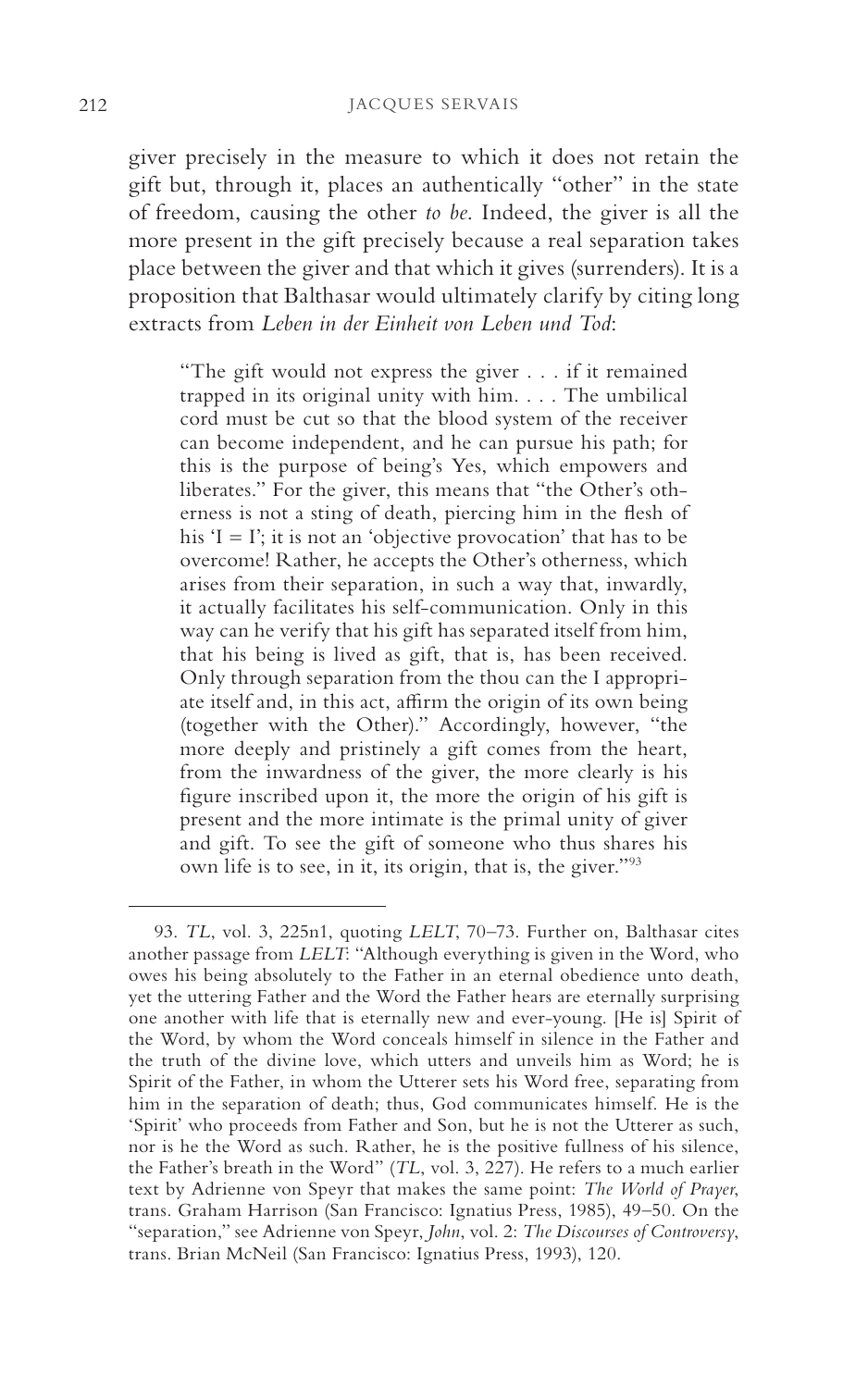giver precisely in the measure to which it does not retain the gift but, through it, places an authentically "other" in the state of freedom, causing the other *to be*. Indeed, the giver is all the more present in the gift precisely because a real separation takes place between the giver and that which it gives (surrenders). It is a proposition that Balthasar would ultimately clarify by citing long extracts from *Leben in der Einheit von Leben und Tod*:

> "The gift would not express the giver . . . if it remained trapped in its original unity with him. . . . The umbilical cord must be cut so that the blood system of the receiver can become independent, and he can pursue his path; for this is the purpose of being's Yes, which empowers and liberates." For the giver, this means that "the Other's otherness is not a sting of death, piercing him in the flesh of his 'I = I'; it is not an 'objective provocation' that has to be overcome! Rather, he accepts the Other's otherness, which arises from their separation, in such a way that, inwardly, it actually facilitates his self-communication. Only in this way can he verify that his gift has separated itself from him, that his being is lived as gift, that is, has been received. Only through separation from the thou can the I appropriate itself and, in this act, affirm the origin of its own being (together with the Other)." Accordingly, however, "the more deeply and pristinely a gift comes from the heart, from the inwardness of the giver, the more clearly is his figure inscribed upon it, the more the origin of his gift is present and the more intimate is the primal unity of giver and gift. To see the gift of someone who thus shares his own life is to see, in it, its origin, that is, the giver."[93]

---

93. *TL*, vol. 3, 225n1, quoting *LELT*, 70–73. Further on, Balthasar cites another passage from *LELT*: "Although everything is given in the Word, who owes his being absolutely to the Father in an eternal obedience unto death, yet the uttering Father and the Word the Father hears are eternally surprising one another with life that is eternally new and ever-young. [He is] Spirit of the Word, by whom the Word conceals himself in silence in the Father and the truth of the divine love, which utters and unveils him as Word; he is Spirit of the Father, in whom the Utterer sets his Word free, separating from him in the separation of death; thus, God communicates himself. He is the 'Spirit' who proceeds from Father and Son, but he is not the Utterer as such, nor is he the Word as such. Rather, he is the positive fullness of his silence, the Father's breath in the Word" (*TL*, vol. 3, 227). He refers to a much earlier text by Adrienne von Speyr that makes the same point: *The World of Prayer*, trans. Graham Harrison (San Francisco: Ignatius Press, 1985), 49–50. On the "separation," see Adrienne von Speyr, *John*, vol. 2: *The Discourses of Controversy*, trans. Brian McNeil (San Francisco: Ignatius Press, 1993), 120.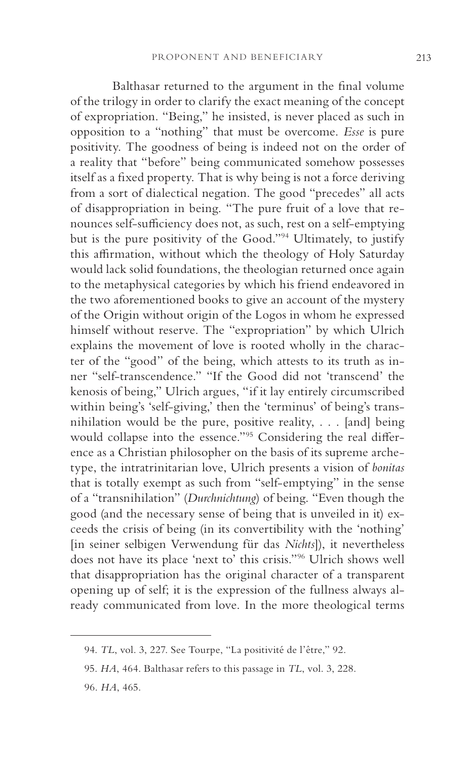Balthasar returned to the argument in the final volume of the trilogy in order to clarify the exact meaning of the concept of expropriation. "Being," he insisted, is never placed as such in opposition to a "nothing" that must be overcome. *Esse* is pure positivity. The goodness of being is indeed not on the order of a reality that "before" being communicated somehow possesses itself as a fixed property. That is why being is not a force deriving from a sort of dialectical negation. The good "precedes" all acts of disappropriation in being. "The pure fruit of a love that renounces self-sufficiency does not, as such, rest on a self-emptying but is the pure positivity of the Good."[94] Ultimately, to justify this affirmation, without which the theology of Holy Saturday would lack solid foundations, the theologian returned once again to the metaphysical categories by which his friend endeavored in the two aforementioned books to give an account of the mystery of the Origin without origin of the Logos in whom he expressed himself without reserve. The "expropriation" by which Ulrich explains the movement of love is rooted wholly in the character of the "good" of the being, which attests to its truth as inner "self-transcendence." "If the Good did not 'transcend' the kenosis of being," Ulrich argues, "if it lay entirely circumscribed within being's 'self-giving,' then the 'terminus' of being's transnihilation would be the pure, positive reality, . . . [and] being would collapse into the essence."[95] Considering the real difference as a Christian philosopher on the basis of its supreme archetype, the intratrinitarian love, Ulrich presents a vision of *bonitas* that is totally exempt as such from "self-emptying" in the sense of a "transnihilation" (*Durchnichtung*) of being. "Even though the good (and the necessary sense of being that is unveiled in it) exceeds the crisis of being (in its convertibility with the 'nothing' [in seiner selbigen Verwendung für das *Nichts*]), it nevertheless does not have its place 'next to' this crisis."[96] Ulrich shows well that disappropriation has the original character of a transparent opening up of self; it is the expression of the fullness always already communicated from love. In the more theological terms

---

94. *TL*, vol. 3, 227. See Tourpe, "La positivité de l'être," 92.

95. *HA*, 464. Balthasar refers to this passage in *TL*, vol. 3, 228.

96. *HA*, 465.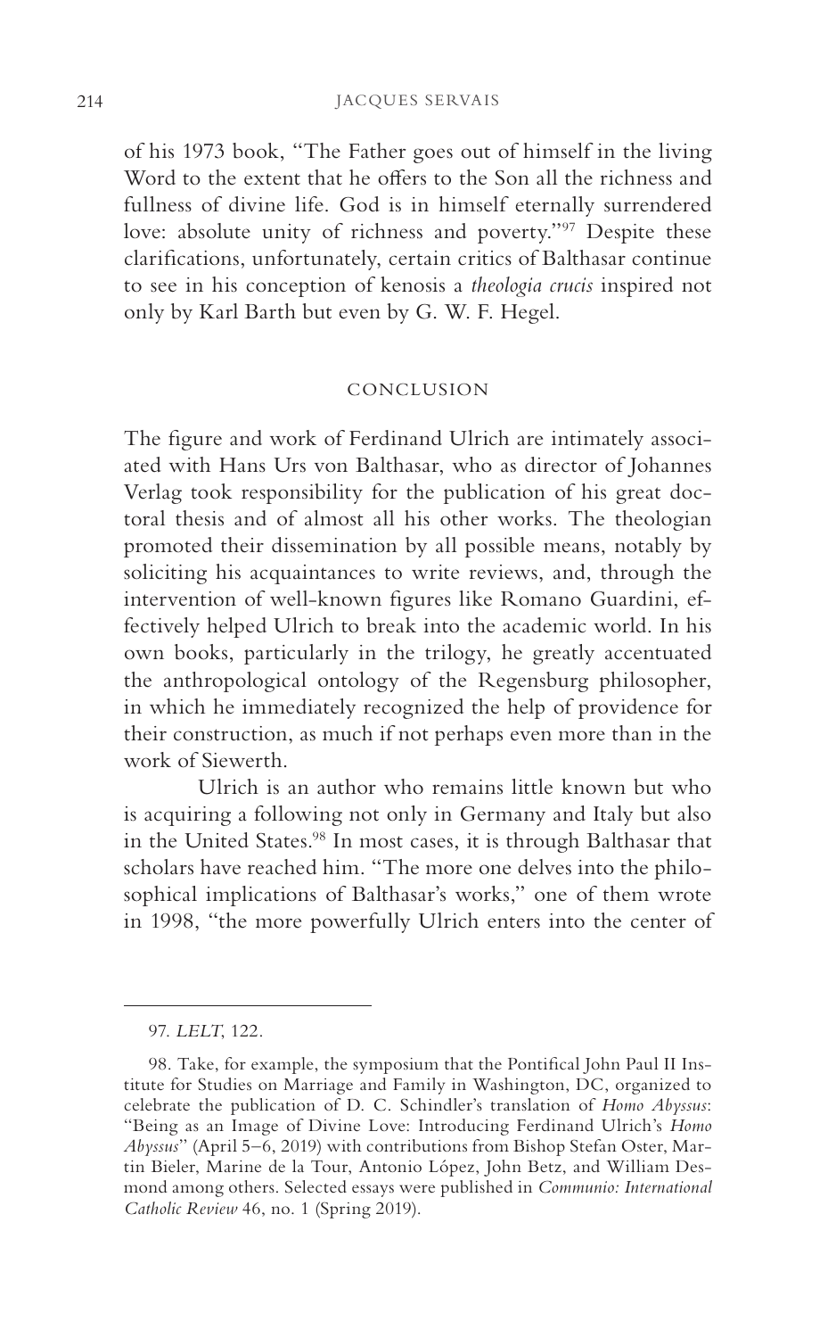of his 1973 book, "The Father goes out of himself in the living Word to the extent that he offers to the Son all the richness and fullness of divine life. God is in himself eternally surrendered love: absolute unity of richness and poverty."[97] Despite these clarifications, unfortunately, certain critics of Balthasar continue to see in his conception of kenosis a *theologia crucis* inspired not only by Karl Barth but even by G. W. F. Hegel.

## CONCLUSION

The figure and work of Ferdinand Ulrich are intimately associated with Hans Urs von Balthasar, who as director of Johannes Verlag took responsibility for the publication of his great doctoral thesis and of almost all his other works. The theologian promoted their dissemination by all possible means, notably by soliciting his acquaintances to write reviews, and, through the intervention of well-known figures like Romano Guardini, effectively helped Ulrich to break into the academic world. In his own books, particularly in the trilogy, he greatly accentuated the anthropological ontology of the Regensburg philosopher, in which he immediately recognized the help of providence for their construction, as much if not perhaps even more than in the work of Siewerth.

Ulrich is an author who remains little known but who is acquiring a following not only in Germany and Italy but also in the United States.[98] In most cases, it is through Balthasar that scholars have reached him. "The more one delves into the philosophical implications of Balthasar's works," one of them wrote in 1998, "the more powerfully Ulrich enters into the center of

---

97. *LELT*, 122.

98. Take, for example, the symposium that the Pontifical John Paul II Institute for Studies on Marriage and Family in Washington, DC, organized to celebrate the publication of D. C. Schindler's translation of *Homo Abyssus*: "Being as an Image of Divine Love: Introducing Ferdinand Ulrich's *Homo Abyssus*" (April 5–6, 2019) with contributions from Bishop Stefan Oster, Martin Bieler, Marine de la Tour, Antonio López, John Betz, and William Desmond among others. Selected essays were published in *Communio: International Catholic Review* 46, no. 1 (Spring 2019).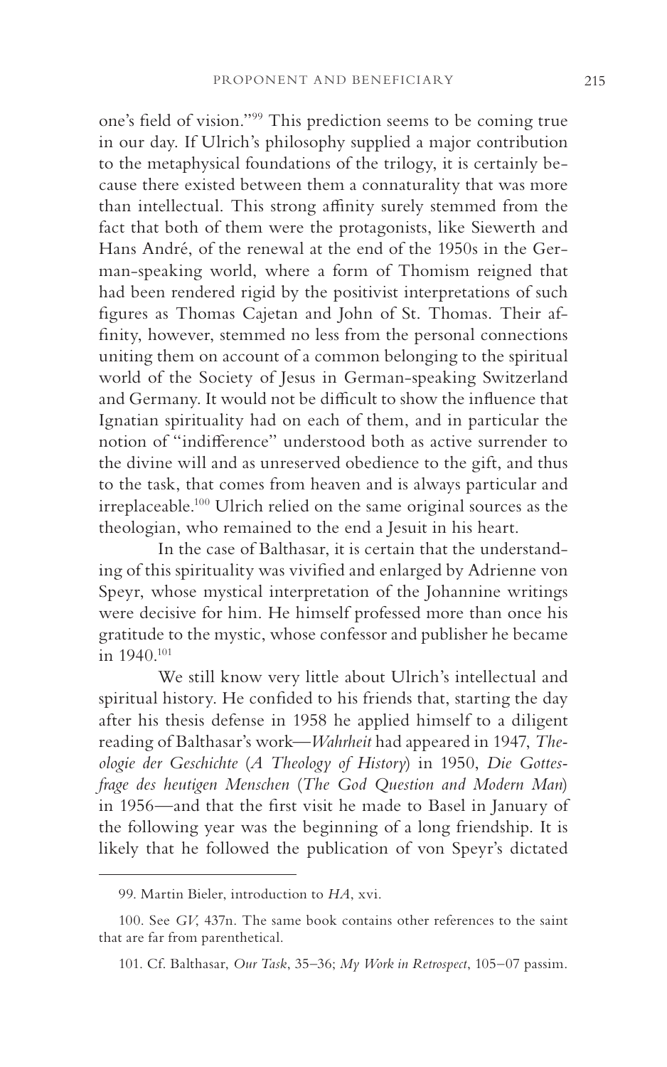one's field of vision."[99] This prediction seems to be coming true in our day. If Ulrich's philosophy supplied a major contribution to the metaphysical foundations of the trilogy, it is certainly because there existed between them a connaturality that was more than intellectual. This strong affinity surely stemmed from the fact that both of them were the protagonists, like Siewerth and Hans André, of the renewal at the end of the 1950s in the German-speaking world, where a form of Thomism reigned that had been rendered rigid by the positivist interpretations of such figures as Thomas Cajetan and John of St. Thomas. Their affinity, however, stemmed no less from the personal connections uniting them on account of a common belonging to the spiritual world of the Society of Jesus in German-speaking Switzerland and Germany. It would not be difficult to show the influence that Ignatian spirituality had on each of them, and in particular the notion of "indifference" understood both as active surrender to the divine will and as unreserved obedience to the gift, and thus to the task, that comes from heaven and is always particular and irreplaceable.[100] Ulrich relied on the same original sources as the theologian, who remained to the end a Jesuit in his heart.

In the case of Balthasar, it is certain that the understanding of this spirituality was vivified and enlarged by Adrienne von Speyr, whose mystical interpretation of the Johannine writings were decisive for him. He himself professed more than once his gratitude to the mystic, whose confessor and publisher he became in 1940.[101]

We still know very little about Ulrich's intellectual and spiritual history. He confided to his friends that, starting the day after his thesis defense in 1958 he applied himself to a diligent reading of Balthasar's work—*Wahrheit* had appeared in 1947, *Theologie der Geschichte* (*A Theology of History*) in 1950, *Die Gottesfrage des heutigen Menschen* (*The God Question and Modern Man*) in 1956—and that the first visit he made to Basel in January of the following year was the beginning of a long friendship. It is likely that he followed the publication of von Speyr's dictated

---

99. Martin Bieler, introduction to *HA*, xvi.

100. See *GV*, 437n. The same book contains other references to the saint that are far from parenthetical.

101. Cf. Balthasar, *Our Task*, 35–36; *My Work in Retrospect*, 105–07 passim.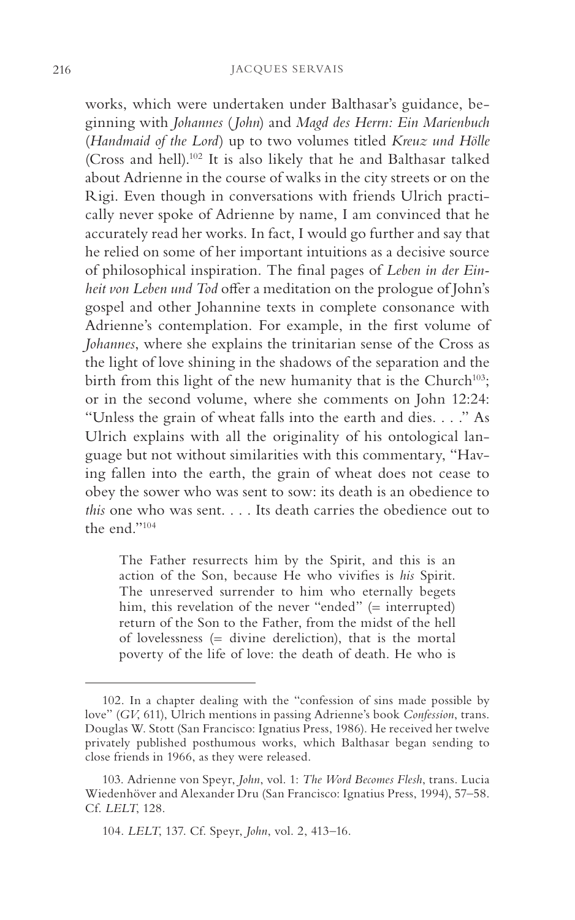works, which were undertaken under Balthasar's guidance, beginning with *Johannes* (*John*) and *Magd des Herrn: Ein Marienbuch* (*Handmaid of the Lord*) up to two volumes titled *Kreuz und Hölle* (Cross and hell).[102] It is also likely that he and Balthasar talked about Adrienne in the course of walks in the city streets or on the Rigi. Even though in conversations with friends Ulrich practically never spoke of Adrienne by name, I am convinced that he accurately read her works. In fact, I would go further and say that he relied on some of her important intuitions as a decisive source of philosophical inspiration. The final pages of *Leben in der Einheit von Leben und Tod* offer a meditation on the prologue of John's gospel and other Johannine texts in complete consonance with Adrienne's contemplation. For example, in the first volume of *Johannes*, where she explains the trinitarian sense of the Cross as the light of love shining in the shadows of the separation and the birth from this light of the new humanity that is the Church[103]; or in the second volume, where she comments on John 12:24: "Unless the grain of wheat falls into the earth and dies. . . ." As Ulrich explains with all the originality of his ontological language but not without similarities with this commentary, "Having fallen into the earth, the grain of wheat does not cease to obey the sower who was sent to sow: its death is an obedience to *this* one who was sent. . . . Its death carries the obedience out to the end."[104]

> The Father resurrects him by the Spirit, and this is an action of the Son, because He who vivifies is *his* Spirit. The unreserved surrender to him who eternally begets him, this revelation of the never "ended" (= interrupted) return of the Son to the Father, from the midst of the hell of lovelessness (= divine dereliction), that is the mortal poverty of the life of love: the death of death. He who is

---

102. In a chapter dealing with the "confession of sins made possible by love" (*GV*, 611), Ulrich mentions in passing Adrienne's book *Confession*, trans. Douglas W. Stott (San Francisco: Ignatius Press, 1986). He received her twelve privately published posthumous works, which Balthasar began sending to close friends in 1966, as they were released.

103. Adrienne von Speyr, *John*, vol. 1: *The Word Becomes Flesh*, trans. Lucia Wiedenhöver and Alexander Dru (San Francisco: Ignatius Press, 1994), 57–58. Cf. *LELT*, 128.

104. *LELT*, 137. Cf. Speyr, *John*, vol. 2, 413–16.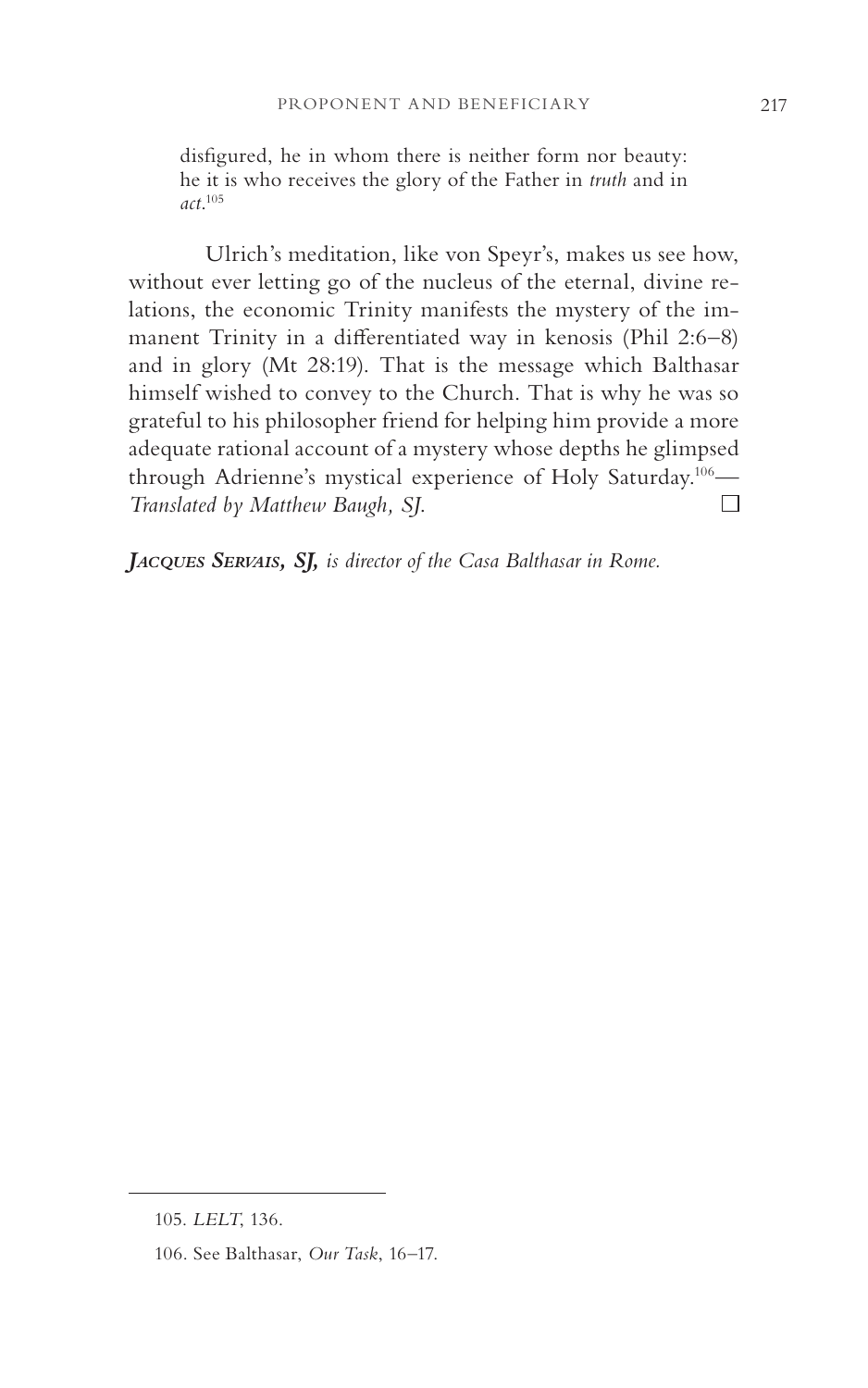disfigured, he in whom there is neither form nor beauty: he it is who receives the glory of the Father in *truth* and in *act*.[105]

Ulrich's meditation, like von Speyr's, makes us see how, without ever letting go of the nucleus of the eternal, divine relations, the economic Trinity manifests the mystery of the immanent Trinity in a differentiated way in kenosis (Phil 2:6–8) and in glory (Mt 28:19). That is the message which Balthasar himself wished to convey to the Church. That is why he was so grateful to his philosopher friend for helping him provide a more adequate rational account of a mystery whose depths he glimpsed through Adrienne's mystical experience of Holy Saturday.[106]—*Translated by Matthew Baugh, SJ.* ☐

***Jacques Servais, SJ,*** *is director of the Casa Balthasar in Rome.*

---

105. *LELT*, 136.

106. See Balthasar, *Our Task*, 16–17.